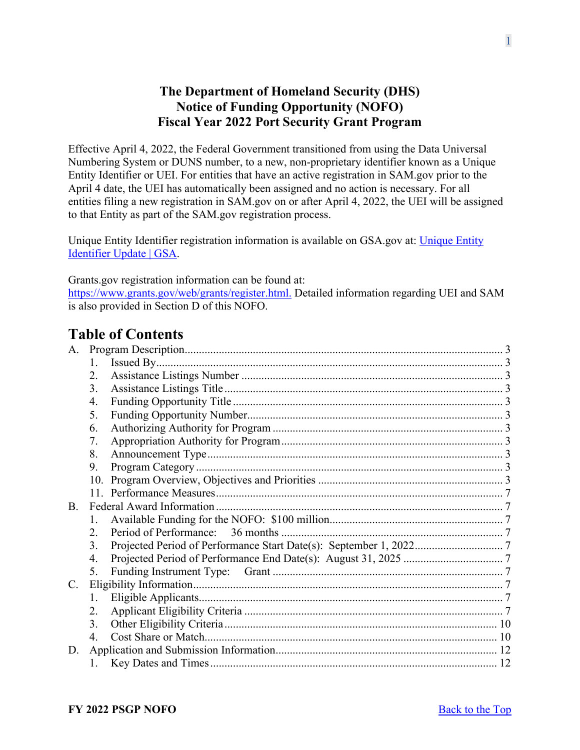# The Department of Homeland Security (DHS)
# Notice of Funding Opportunity (NOFO)
# Fiscal Year 2022 Port Security Grant Program

Effective April 4, 2022, the Federal Government transitioned from using the Data Universal Numbering System or DUNS number, to a new, non-proprietary identifier known as a Unique Entity Identifier or UEI. For entities that have an active registration in SAM.gov prior to the April 4 date, the UEI has automatically been assigned and no action is necessary. For all entities filing a new registration in SAM.gov on or after April 4, 2022, the UEI will be assigned to that Entity as part of the SAM.gov registration process.

Unique Entity Identifier registration information is available on GSA.gov at: [Unique Entity Identifier Update | GSA](https://www.gsa.gov).

Grants.gov registration information can be found at: https://www.grants.gov/web/grants/register.html. Detailed information regarding UEI and SAM is also provided in Section D of this NOFO.

## Table of Contents

A. Program Description ... 3
   1. Issued By ... 3
   2. Assistance Listings Number ... 3
   3. Assistance Listings Title ... 3
   4. Funding Opportunity Title ... 3
   5. Funding Opportunity Number ... 3
   6. Authorizing Authority for Program ... 3
   7. Appropriation Authority for Program ... 3
   8. Announcement Type ... 3
   9. Program Category ... 3
   10. Program Overview, Objectives and Priorities ... 3
   11. Performance Measures ... 7

B. Federal Award Information ... 7
   1. Available Funding for the NOFO: $100 million ... 7
   2. Period of Performance: 36 months ... 7
   3. Projected Period of Performance Start Date(s): September 1, 2022 ... 7
   4. Projected Period of Performance End Date(s): August 31, 2025 ... 7
   5. Funding Instrument Type: Grant ... 7

C. Eligibility Information ... 7
   1. Eligible Applicants ... 7
   2. Applicant Eligibility Criteria ... 7
   3. Other Eligibility Criteria ... 10
   4. Cost Share or Match ... 10

D. Application and Submission Information ... 12
   1. Key Dates and Times ... 12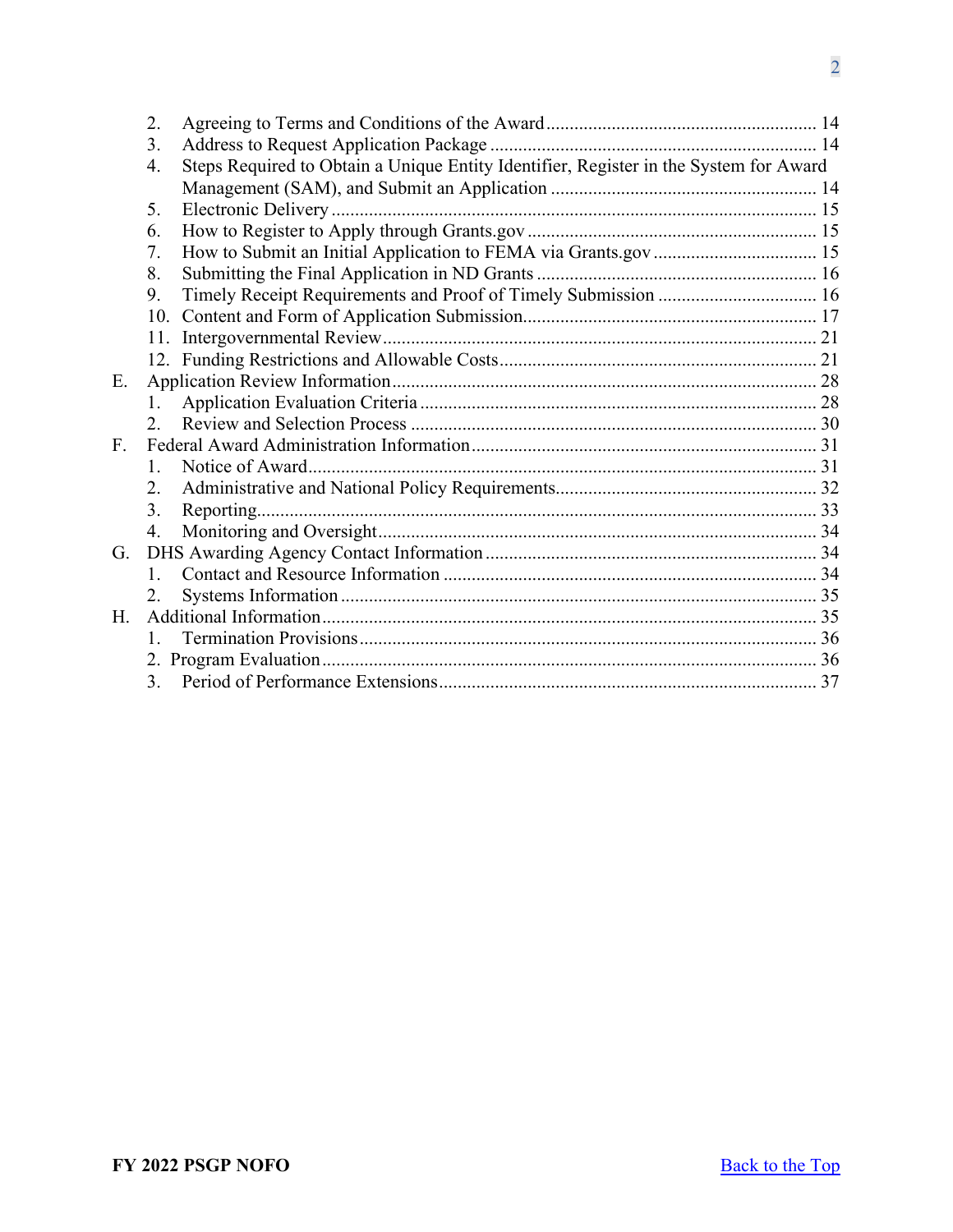2. Agreeing to Terms and Conditions of the Award ........................................................ 14
3. Address to Request Application Package ..................................................................... 14
4. Steps Required to Obtain a Unique Entity Identifier, Register in the System for Award Management (SAM), and Submit an Application ......................................................... 14
5. Electronic Delivery ........................................................................................................ 15
6. How to Register to Apply through Grants.gov ............................................................. 15
7. How to Submit an Initial Application to FEMA via Grants.gov .................................. 15
8. Submitting the Final Application in ND Grants ........................................................... 16
9. Timely Receipt Requirements and Proof of Timely Submission ................................. 16
10. Content and Form of Application Submission.............................................................. 17
11. Intergovernmental Review ............................................................................................ 21
12. Funding Restrictions and Allowable Costs ................................................................... 21

E. Application Review Information .......................................................................................... 28
   1. Application Evaluation Criteria .................................................................................... 28
   2. Review and Selection Process ...................................................................................... 30

F. Federal Award Administration Information ......................................................................... 31
   1. Notice of Award ............................................................................................................ 31
   2. Administrative and National Policy Requirements ....................................................... 32
   3. Reporting ....................................................................................................................... 33
   4. Monitoring and Oversight ............................................................................................. 34

G. DHS Awarding Agency Contact Information ...................................................................... 34
   1. Contact and Resource Information ............................................................................... 34
   2. Systems Information ..................................................................................................... 35

H. Additional Information ......................................................................................................... 35
   1. Termination Provisions ................................................................................................. 36
   2. Program Evaluation ....................................................................................................... 36
   3. Period of Performance Extensions ................................................................................ 37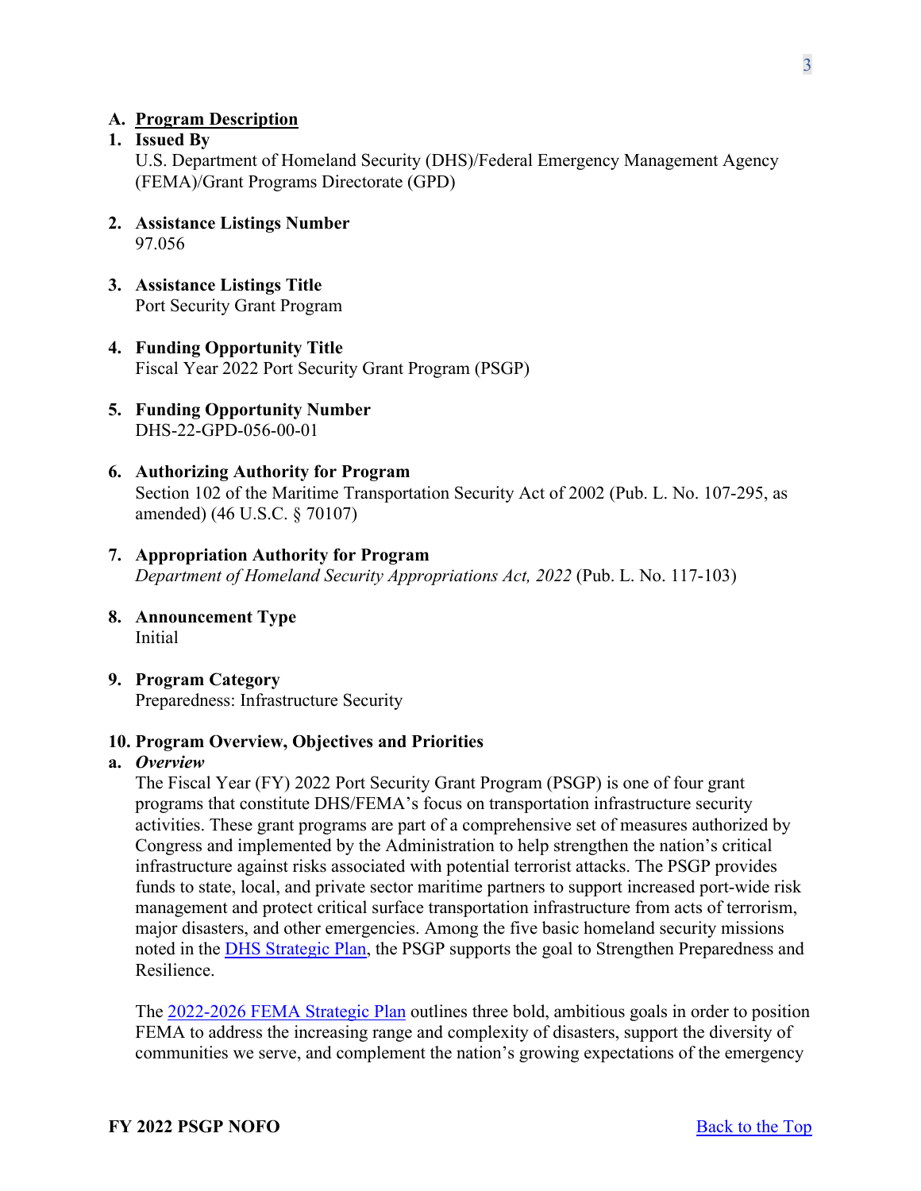## A. Program Description

### 1. Issued By

U.S. Department of Homeland Security (DHS)/Federal Emergency Management Agency (FEMA)/Grant Programs Directorate (GPD)

### 2. Assistance Listings Number

97.056

### 3. Assistance Listings Title

Port Security Grant Program

### 4. Funding Opportunity Title

Fiscal Year 2022 Port Security Grant Program (PSGP)

### 5. Funding Opportunity Number

DHS-22-GPD-056-00-01

### 6. Authorizing Authority for Program

Section 102 of the Maritime Transportation Security Act of 2002 (Pub. L. No. 107-295, as amended) (46 U.S.C. § 70107)

### 7. Appropriation Authority for Program

*Department of Homeland Security Appropriations Act, 2022* (Pub. L. No. 117-103)

### 8. Announcement Type

Initial

### 9. Program Category

Preparedness: Infrastructure Security

### 10. Program Overview, Objectives and Priorities

#### a. *Overview*

The Fiscal Year (FY) 2022 Port Security Grant Program (PSGP) is one of four grant programs that constitute DHS/FEMA's focus on transportation infrastructure security activities. These grant programs are part of a comprehensive set of measures authorized by Congress and implemented by the Administration to help strengthen the nation's critical infrastructure against risks associated with potential terrorist attacks. The PSGP provides funds to state, local, and private sector maritime partners to support increased port-wide risk management and protect critical surface transportation infrastructure from acts of terrorism, major disasters, and other emergencies. Among the five basic homeland security missions noted in the DHS Strategic Plan, the PSGP supports the goal to Strengthen Preparedness and Resilience.

The 2022-2026 FEMA Strategic Plan outlines three bold, ambitious goals in order to position FEMA to address the increasing range and complexity of disasters, support the diversity of communities we serve, and complement the nation's growing expectations of the emergency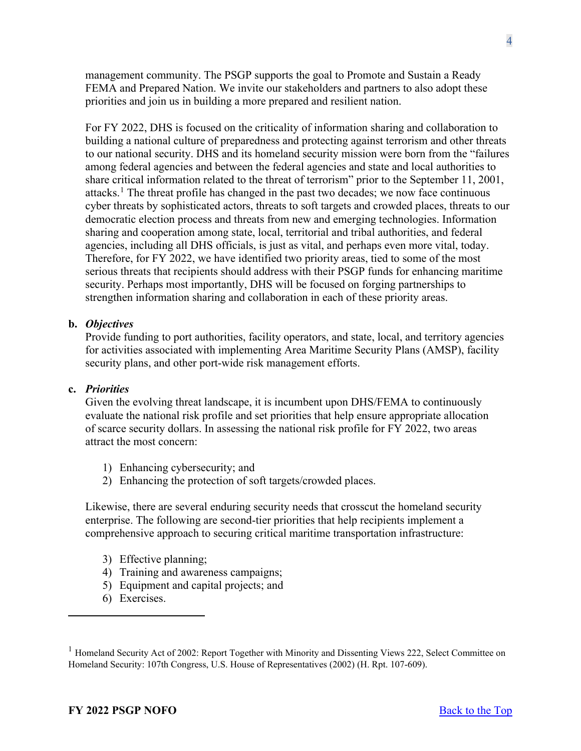management community. The PSGP supports the goal to Promote and Sustain a Ready FEMA and Prepared Nation. We invite our stakeholders and partners to also adopt these priorities and join us in building a more prepared and resilient nation.

For FY 2022, DHS is focused on the criticality of information sharing and collaboration to building a national culture of preparedness and protecting against terrorism and other threats to our national security. DHS and its homeland security mission were born from the "failures among federal agencies and between the federal agencies and state and local authorities to share critical information related to the threat of terrorism" prior to the September 11, 2001, attacks.[1] The threat profile has changed in the past two decades; we now face continuous cyber threats by sophisticated actors, threats to soft targets and crowded places, threats to our democratic election process and threats from new and emerging technologies. Information sharing and cooperation among state, local, territorial and tribal authorities, and federal agencies, including all DHS officials, is just as vital, and perhaps even more vital, today. Therefore, for FY 2022, we have identified two priority areas, tied to some of the most serious threats that recipients should address with their PSGP funds for enhancing maritime security. Perhaps most importantly, DHS will be focused on forging partnerships to strengthen information sharing and collaboration in each of these priority areas.

**b. *Objectives***

Provide funding to port authorities, facility operators, and state, local, and territory agencies for activities associated with implementing Area Maritime Security Plans (AMSP), facility security plans, and other port-wide risk management efforts.

**c. *Priorities***

Given the evolving threat landscape, it is incumbent upon DHS/FEMA to continuously evaluate the national risk profile and set priorities that help ensure appropriate allocation of scarce security dollars. In assessing the national risk profile for FY 2022, two areas attract the most concern:

1) Enhancing cybersecurity; and
2) Enhancing the protection of soft targets/crowded places.

Likewise, there are several enduring security needs that crosscut the homeland security enterprise. The following are second-tier priorities that help recipients implement a comprehensive approach to securing critical maritime transportation infrastructure:

3) Effective planning;
4) Training and awareness campaigns;
5) Equipment and capital projects; and
6) Exercises.

---

[1] Homeland Security Act of 2002: Report Together with Minority and Dissenting Views 222, Select Committee on Homeland Security: 107th Congress, U.S. House of Representatives (2002) (H. Rpt. 107-609).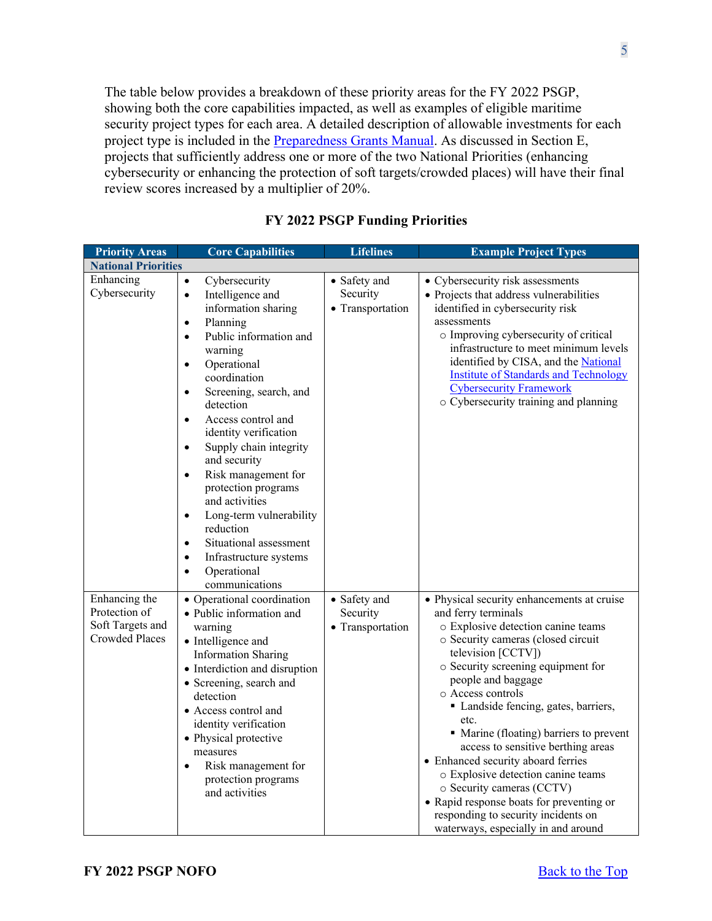The table below provides a breakdown of these priority areas for the FY 2022 PSGP, showing both the core capabilities impacted, as well as examples of eligible maritime security project types for each area. A detailed description of allowable investments for each project type is included in the [Preparedness Grants Manual](). As discussed in Section E, projects that sufficiently address one or more of the two National Priorities (enhancing cybersecurity or enhancing the protection of soft targets/crowded places) will have their final review scores increased by a multiplier of 20%.

**FY 2022 PSGP Funding Priorities**

| Priority Areas | Core Capabilities | Lifelines | Example Project Types |
|---|---|---|---|
| **National Priorities** | | | |
| Enhancing Cybersecurity | • Cybersecurity<br>• Intelligence and information sharing<br>• Planning<br>• Public information and warning<br>• Operational coordination<br>• Screening, search, and detection<br>• Access control and identity verification<br>• Supply chain integrity and security<br>• Risk management for protection programs and activities<br>• Long-term vulnerability reduction<br>• Situational assessment<br>• Infrastructure systems<br>• Operational communications | • Safety and Security<br>• Transportation | • Cybersecurity risk assessments<br>• Projects that address vulnerabilities identified in cybersecurity risk assessments<br>○ Improving cybersecurity of critical infrastructure to meet minimum levels identified by CISA, and the [National Institute of Standards and Technology Cybersecurity Framework]()<br>○ Cybersecurity training and planning |
| Enhancing the Protection of Soft Targets and Crowded Places | • Operational coordination<br>• Public information and warning<br>• Intelligence and Information Sharing<br>• Interdiction and disruption<br>• Screening, search and detection<br>• Access control and identity verification<br>• Physical protective measures<br>• Risk management for protection programs and activities | • Safety and Security<br>• Transportation | • Physical security enhancements at cruise and ferry terminals<br>○ Explosive detection canine teams<br>○ Security cameras (closed circuit television [CCTV])<br>○ Security screening equipment for people and baggage<br>○ Access controls<br>▪ Landside fencing, gates, barriers, etc.<br>▪ Marine (floating) barriers to prevent access to sensitive berthing areas<br>• Enhanced security aboard ferries<br>○ Explosive detection canine teams<br>○ Security cameras (CCTV)<br>• Rapid response boats for preventing or responding to security incidents on waterways, especially in and around |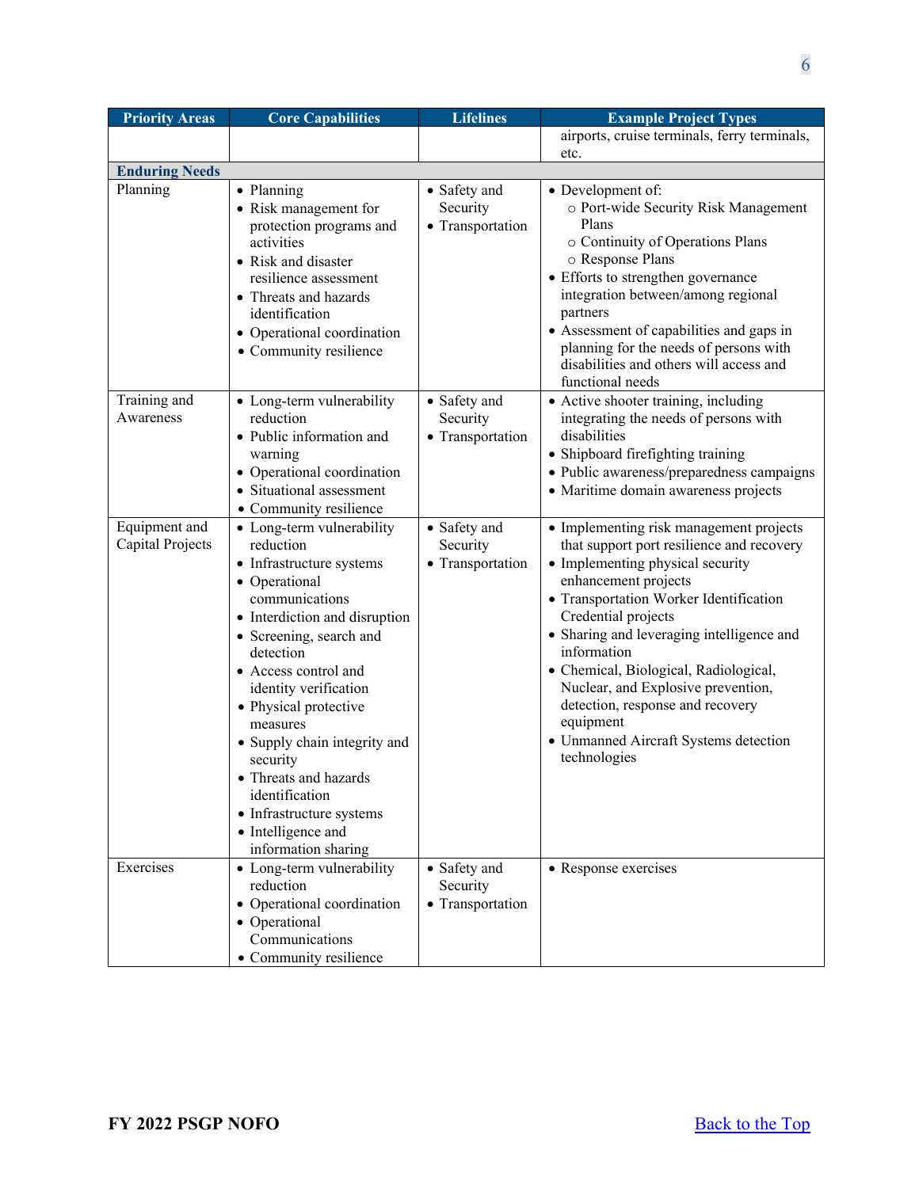| Priority Areas | Core Capabilities | Lifelines | Example Project Types |
|---|---|---|---|
| | | | airports, cruise terminals, ferry terminals, etc. |
| **Enduring Needs** | | | |
| Planning | • Planning<br>• Risk management for protection programs and activities<br>• Risk and disaster resilience assessment<br>• Threats and hazards identification<br>• Operational coordination<br>• Community resilience | • Safety and Security<br>• Transportation | • Development of:<br>○ Port-wide Security Risk Management Plans<br>○ Continuity of Operations Plans<br>○ Response Plans<br>• Efforts to strengthen governance integration between/among regional partners<br>• Assessment of capabilities and gaps in planning for the needs of persons with disabilities and others will access and functional needs |
| Training and Awareness | • Long-term vulnerability reduction<br>• Public information and warning<br>• Operational coordination<br>• Situational assessment<br>• Community resilience | • Safety and Security<br>• Transportation | • Active shooter training, including integrating the needs of persons with disabilities<br>• Shipboard firefighting training<br>• Public awareness/preparedness campaigns<br>• Maritime domain awareness projects |
| Equipment and Capital Projects | • Long-term vulnerability reduction<br>• Infrastructure systems<br>• Operational communications<br>• Interdiction and disruption<br>• Screening, search and detection<br>• Access control and identity verification<br>• Physical protective measures<br>• Supply chain integrity and security<br>• Threats and hazards identification<br>• Infrastructure systems<br>• Intelligence and information sharing | • Safety and Security<br>• Transportation | • Implementing risk management projects that support port resilience and recovery<br>• Implementing physical security enhancement projects<br>• Transportation Worker Identification Credential projects<br>• Sharing and leveraging intelligence and information<br>• Chemical, Biological, Radiological, Nuclear, and Explosive prevention, detection, response and recovery equipment<br>• Unmanned Aircraft Systems detection technologies |
| Exercises | • Long-term vulnerability reduction<br>• Operational coordination<br>• Operational Communications<br>• Community resilience | • Safety and Security<br>• Transportation | • Response exercises |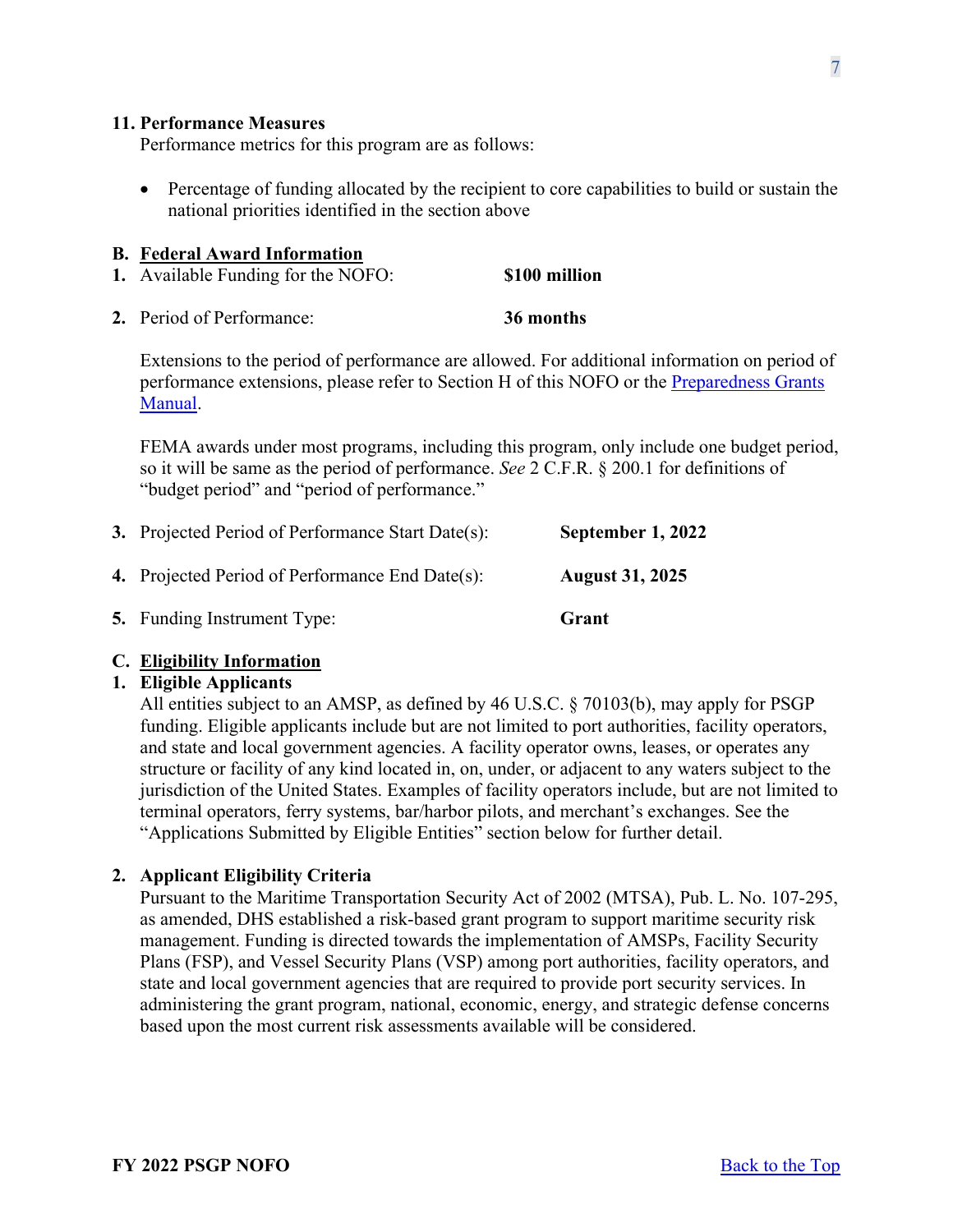### 11. Performance Measures

Performance metrics for this program are as follows:

- Percentage of funding allocated by the recipient to core capabilities to build or sustain the national priorities identified in the section above

## B. Federal Award Information

1. Available Funding for the NOFO: **$100 million**

2. Period of Performance: **36 months**

   Extensions to the period of performance are allowed. For additional information on period of performance extensions, please refer to Section H of this NOFO or the [Preparedness Grants Manual](Preparedness Grants Manual).

   FEMA awards under most programs, including this program, only include one budget period, so it will be same as the period of performance. *See* 2 C.F.R. § 200.1 for definitions of "budget period" and "period of performance."

3. Projected Period of Performance Start Date(s): **September 1, 2022**

4. Projected Period of Performance End Date(s): **August 31, 2025**

5. Funding Instrument Type: **Grant**

## C. Eligibility Information

### 1. Eligible Applicants

All entities subject to an AMSP, as defined by 46 U.S.C. § 70103(b), may apply for PSGP funding. Eligible applicants include but are not limited to port authorities, facility operators, and state and local government agencies. A facility operator owns, leases, or operates any structure or facility of any kind located in, on, under, or adjacent to any waters subject to the jurisdiction of the United States. Examples of facility operators include, but are not limited to terminal operators, ferry systems, bar/harbor pilots, and merchant's exchanges. See the "Applications Submitted by Eligible Entities" section below for further detail.

### 2. Applicant Eligibility Criteria

Pursuant to the Maritime Transportation Security Act of 2002 (MTSA), Pub. L. No. 107-295, as amended, DHS established a risk-based grant program to support maritime security risk management. Funding is directed towards the implementation of AMSPs, Facility Security Plans (FSP), and Vessel Security Plans (VSP) among port authorities, facility operators, and state and local government agencies that are required to provide port security services. In administering the grant program, national, economic, energy, and strategic defense concerns based upon the most current risk assessments available will be considered.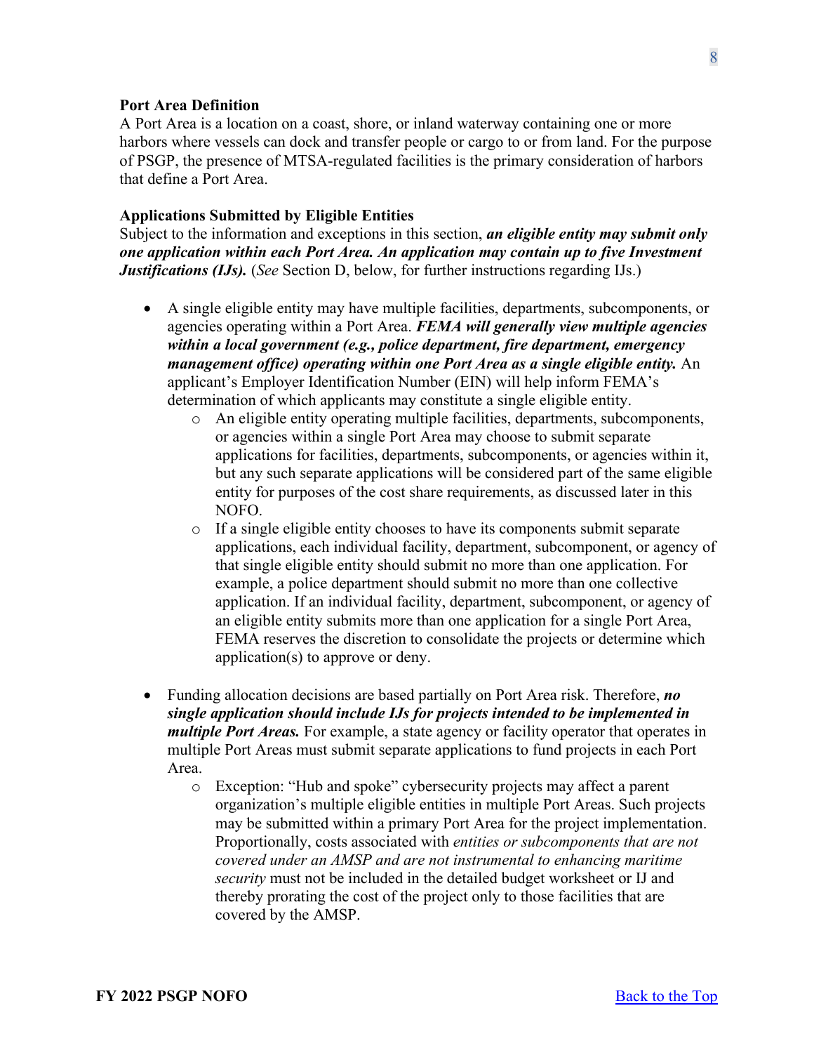**Port Area Definition**

A Port Area is a location on a coast, shore, or inland waterway containing one or more harbors where vessels can dock and transfer people or cargo to or from land. For the purpose of PSGP, the presence of MTSA-regulated facilities is the primary consideration of harbors that define a Port Area.

**Applications Submitted by Eligible Entities**

Subject to the information and exceptions in this section, ***an eligible entity may submit only one application within each Port Area. An application may contain up to five Investment Justifications (IJs).*** (*See* Section D, below, for further instructions regarding IJs.)

- A single eligible entity may have multiple facilities, departments, subcomponents, or agencies operating within a Port Area. ***FEMA will generally view multiple agencies within a local government (e.g., police department, fire department, emergency management office) operating within one Port Area as a single eligible entity.*** An applicant's Employer Identification Number (EIN) will help inform FEMA's determination of which applicants may constitute a single eligible entity.
  - An eligible entity operating multiple facilities, departments, subcomponents, or agencies within a single Port Area may choose to submit separate applications for facilities, departments, subcomponents, or agencies within it, but any such separate applications will be considered part of the same eligible entity for purposes of the cost share requirements, as discussed later in this NOFO.
  - If a single eligible entity chooses to have its components submit separate applications, each individual facility, department, subcomponent, or agency of that single eligible entity should submit no more than one application. For example, a police department should submit no more than one collective application. If an individual facility, department, subcomponent, or agency of an eligible entity submits more than one application for a single Port Area, FEMA reserves the discretion to consolidate the projects or determine which application(s) to approve or deny.

- Funding allocation decisions are based partially on Port Area risk. Therefore, ***no single application should include IJs for projects intended to be implemented in multiple Port Areas.*** For example, a state agency or facility operator that operates in multiple Port Areas must submit separate applications to fund projects in each Port Area.
  - Exception: "Hub and spoke" cybersecurity projects may affect a parent organization's multiple eligible entities in multiple Port Areas. Such projects may be submitted within a primary Port Area for the project implementation. Proportionally, costs associated with *entities or subcomponents that are not covered under an AMSP and are not instrumental to enhancing maritime security* must not be included in the detailed budget worksheet or IJ and thereby prorating the cost of the project only to those facilities that are covered by the AMSP.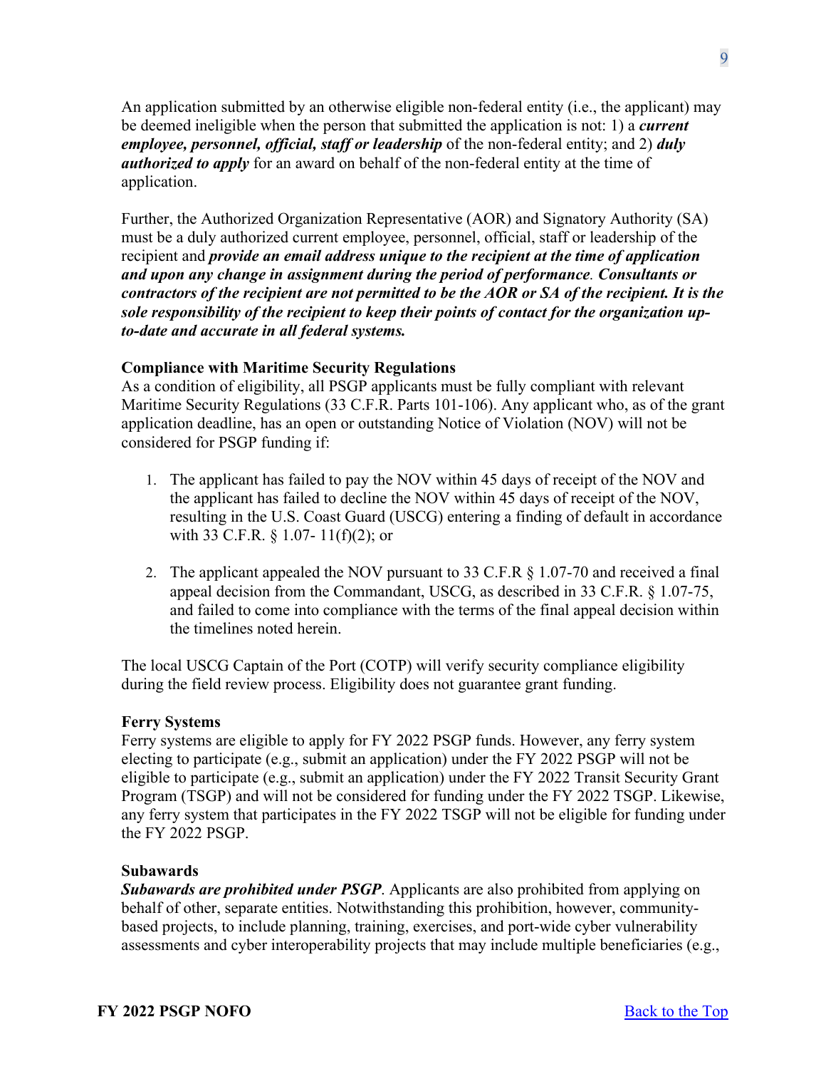An application submitted by an otherwise eligible non-federal entity (i.e., the applicant) may be deemed ineligible when the person that submitted the application is not: 1) a ***current employee, personnel, official, staff or leadership*** of the non-federal entity; and 2) ***duly authorized to apply*** for an award on behalf of the non-federal entity at the time of application.

Further, the Authorized Organization Representative (AOR) and Signatory Authority (SA) must be a duly authorized current employee, personnel, official, staff or leadership of the recipient and ***provide an email address unique to the recipient at the time of application and upon any change in assignment during the period of performance***. ***Consultants or contractors of the recipient are not permitted to be the AOR or SA of the recipient. It is the sole responsibility of the recipient to keep their points of contact for the organization up-to-date and accurate in all federal systems.***

**Compliance with Maritime Security Regulations**

As a condition of eligibility, all PSGP applicants must be fully compliant with relevant Maritime Security Regulations (33 C.F.R. Parts 101-106). Any applicant who, as of the grant application deadline, has an open or outstanding Notice of Violation (NOV) will not be considered for PSGP funding if:

1. The applicant has failed to pay the NOV within 45 days of receipt of the NOV and the applicant has failed to decline the NOV within 45 days of receipt of the NOV, resulting in the U.S. Coast Guard (USCG) entering a finding of default in accordance with 33 C.F.R. § 1.07- 11(f)(2); or
2. The applicant appealed the NOV pursuant to 33 C.F.R § 1.07-70 and received a final appeal decision from the Commandant, USCG, as described in 33 C.F.R. § 1.07-75, and failed to come into compliance with the terms of the final appeal decision within the timelines noted herein.

The local USCG Captain of the Port (COTP) will verify security compliance eligibility during the field review process. Eligibility does not guarantee grant funding.

**Ferry Systems**

Ferry systems are eligible to apply for FY 2022 PSGP funds. However, any ferry system electing to participate (e.g., submit an application) under the FY 2022 PSGP will not be eligible to participate (e.g., submit an application) under the FY 2022 Transit Security Grant Program (TSGP) and will not be considered for funding under the FY 2022 TSGP. Likewise, any ferry system that participates in the FY 2022 TSGP will not be eligible for funding under the FY 2022 PSGP.

**Subawards**

***Subawards are prohibited under PSGP***. Applicants are also prohibited from applying on behalf of other, separate entities. Notwithstanding this prohibition, however, community-based projects, to include planning, training, exercises, and port-wide cyber vulnerability assessments and cyber interoperability projects that may include multiple beneficiaries (e.g.,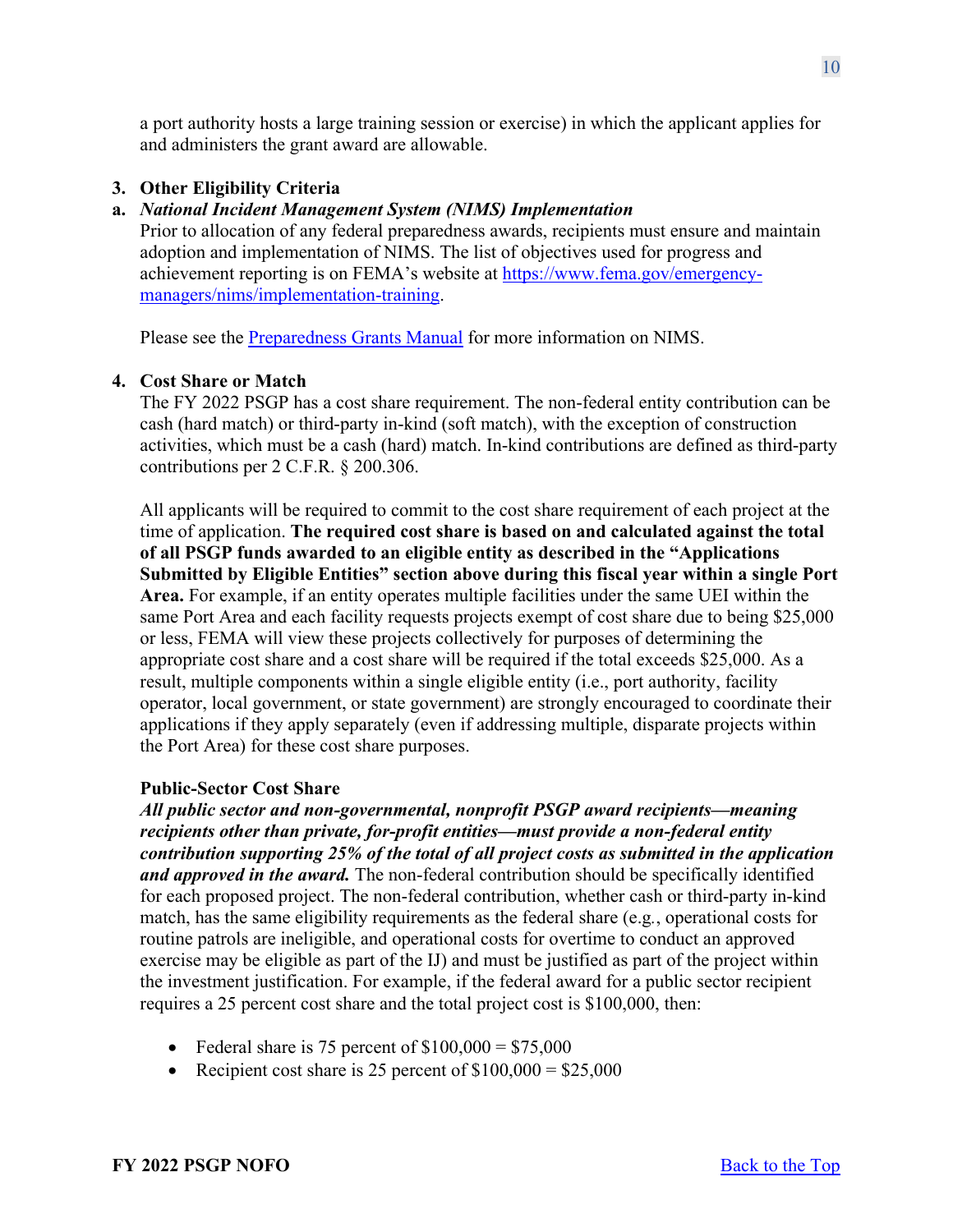a port authority hosts a large training session or exercise) in which the applicant applies for and administers the grant award are allowable.

### 3. Other Eligibility Criteria

#### a. *National Incident Management System (NIMS) Implementation*

Prior to allocation of any federal preparedness awards, recipients must ensure and maintain adoption and implementation of NIMS. The list of objectives used for progress and achievement reporting is on FEMA's website at [https://www.fema.gov/emergency-managers/nims/implementation-training](https://www.fema.gov/emergency-managers/nims/implementation-training).

Please see the [Preparedness Grants Manual](#) for more information on NIMS.

### 4. Cost Share or Match

The FY 2022 PSGP has a cost share requirement. The non-federal entity contribution can be cash (hard match) or third-party in-kind (soft match), with the exception of construction activities, which must be a cash (hard) match. In-kind contributions are defined as third-party contributions per 2 C.F.R. § 200.306.

All applicants will be required to commit to the cost share requirement of each project at the time of application. **The required cost share is based on and calculated against the total of all PSGP funds awarded to an eligible entity as described in the "Applications Submitted by Eligible Entities" section above during this fiscal year within a single Port Area.** For example, if an entity operates multiple facilities under the same UEI within the same Port Area and each facility requests projects exempt of cost share due to being $25,000 or less, FEMA will view these projects collectively for purposes of determining the appropriate cost share and a cost share will be required if the total exceeds $25,000. As a result, multiple components within a single eligible entity (i.e., port authority, facility operator, local government, or state government) are strongly encouraged to coordinate their applications if they apply separately (even if addressing multiple, disparate projects within the Port Area) for these cost share purposes.

**Public-Sector Cost Share**

***All public sector and non-governmental, nonprofit PSGP award recipients—meaning recipients other than private, for-profit entities—must provide a non-federal entity contribution supporting 25% of the total of all project costs as submitted in the application and approved in the award.*** The non-federal contribution should be specifically identified for each proposed project. The non-federal contribution, whether cash or third-party in-kind match, has the same eligibility requirements as the federal share (e.g., operational costs for routine patrols are ineligible, and operational costs for overtime to conduct an approved exercise may be eligible as part of the IJ) and must be justified as part of the project within the investment justification. For example, if the federal award for a public sector recipient requires a 25 percent cost share and the total project cost is $100,000, then:

- Federal share is 75 percent of $100,000 = $75,000
- Recipient cost share is 25 percent of $100,000 = $25,000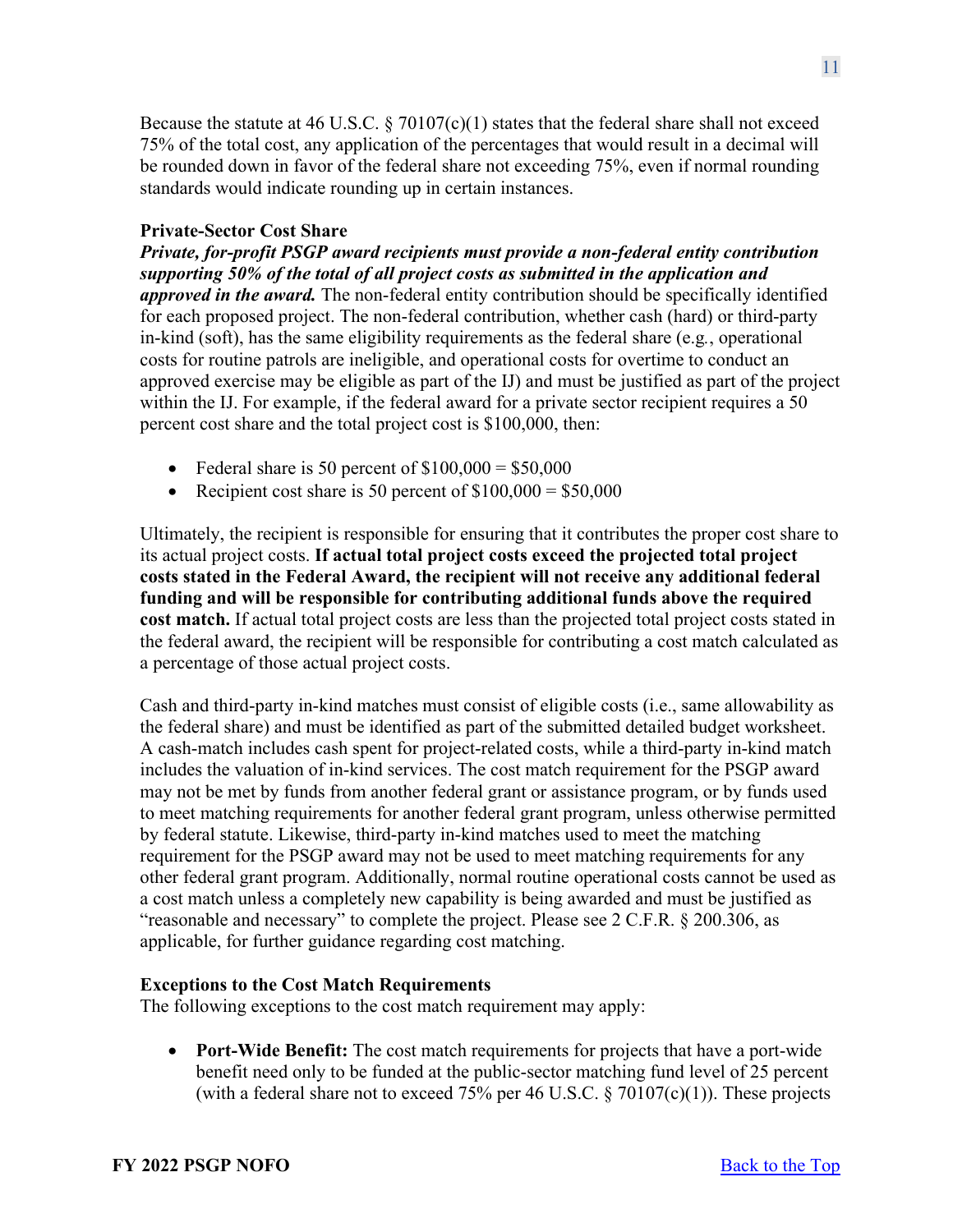Because the statute at 46 U.S.C. § 70107(c)(1) states that the federal share shall not exceed 75% of the total cost, any application of the percentages that would result in a decimal will be rounded down in favor of the federal share not exceeding 75%, even if normal rounding standards would indicate rounding up in certain instances.

**Private-Sector Cost Share**

***Private, for-profit PSGP award recipients must provide a non-federal entity contribution supporting 50% of the total of all project costs as submitted in the application and approved in the award.*** The non-federal entity contribution should be specifically identified for each proposed project. The non-federal contribution, whether cash (hard) or third-party in-kind (soft), has the same eligibility requirements as the federal share (e.g., operational costs for routine patrols are ineligible, and operational costs for overtime to conduct an approved exercise may be eligible as part of the IJ) and must be justified as part of the project within the IJ. For example, if the federal award for a private sector recipient requires a 50 percent cost share and the total project cost is $100,000, then:

- Federal share is 50 percent of $100,000 = $50,000
- Recipient cost share is 50 percent of $100,000 = $50,000

Ultimately, the recipient is responsible for ensuring that it contributes the proper cost share to its actual project costs. **If actual total project costs exceed the projected total project costs stated in the Federal Award, the recipient will not receive any additional federal funding and will be responsible for contributing additional funds above the required cost match.** If actual total project costs are less than the projected total project costs stated in the federal award, the recipient will be responsible for contributing a cost match calculated as a percentage of those actual project costs.

Cash and third-party in-kind matches must consist of eligible costs (i.e., same allowability as the federal share) and must be identified as part of the submitted detailed budget worksheet. A cash-match includes cash spent for project-related costs, while a third-party in-kind match includes the valuation of in-kind services. The cost match requirement for the PSGP award may not be met by funds from another federal grant or assistance program, or by funds used to meet matching requirements for another federal grant program, unless otherwise permitted by federal statute. Likewise, third-party in-kind matches used to meet the matching requirement for the PSGP award may not be used to meet matching requirements for any other federal grant program. Additionally, normal routine operational costs cannot be used as a cost match unless a completely new capability is being awarded and must be justified as "reasonable and necessary" to complete the project. Please see 2 C.F.R. § 200.306, as applicable, for further guidance regarding cost matching.

**Exceptions to the Cost Match Requirements**

The following exceptions to the cost match requirement may apply:

- **Port-Wide Benefit:** The cost match requirements for projects that have a port-wide benefit need only to be funded at the public-sector matching fund level of 25 percent (with a federal share not to exceed 75% per 46 U.S.C. § 70107(c)(1)). These projects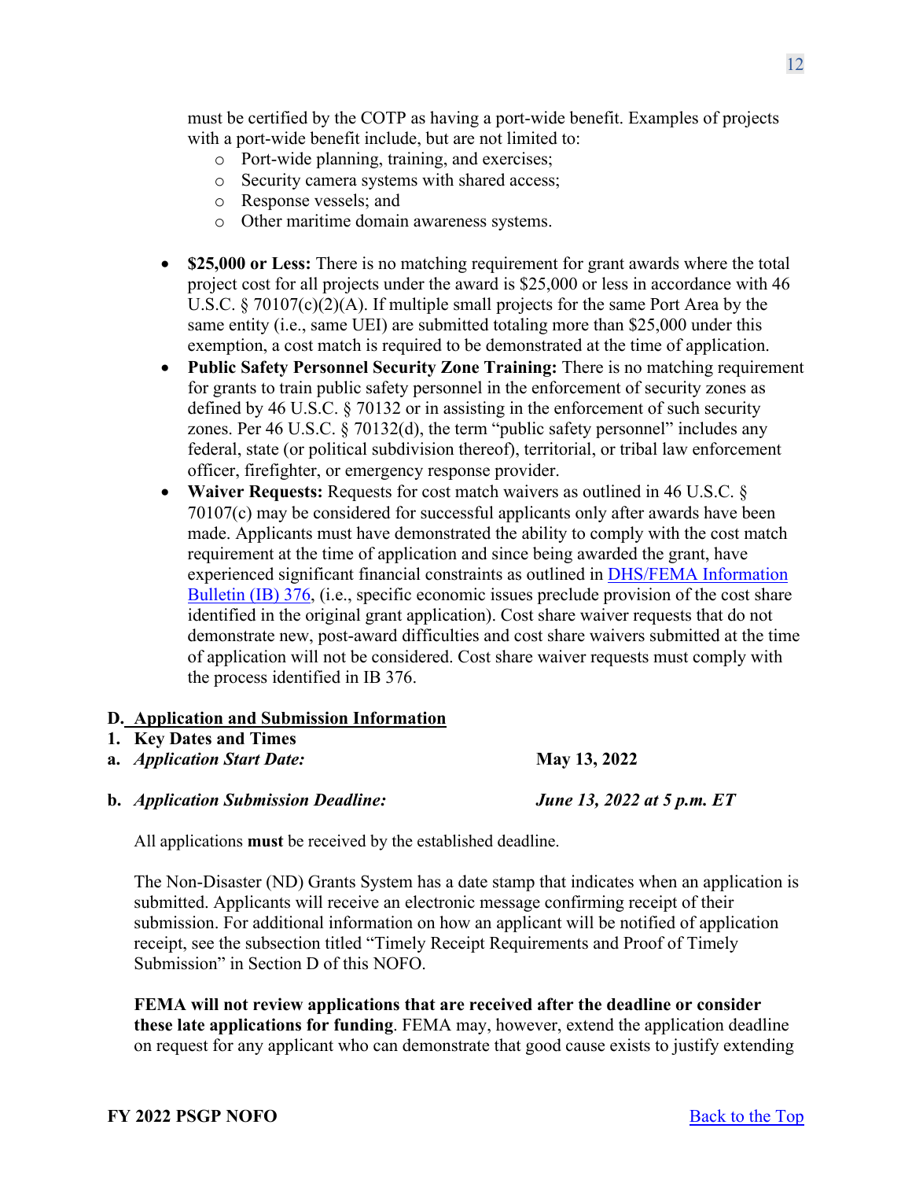must be certified by the COTP as having a port-wide benefit. Examples of projects with a port-wide benefit include, but are not limited to:

- Port-wide planning, training, and exercises;
- Security camera systems with shared access;
- Response vessels; and
- Other maritime domain awareness systems.

- **$25,000 or Less:** There is no matching requirement for grant awards where the total project cost for all projects under the award is $25,000 or less in accordance with 46 U.S.C. § 70107(c)(2)(A). If multiple small projects for the same Port Area by the same entity (i.e., same UEI) are submitted totaling more than $25,000 under this exemption, a cost match is required to be demonstrated at the time of application.
- **Public Safety Personnel Security Zone Training:** There is no matching requirement for grants to train public safety personnel in the enforcement of security zones as defined by 46 U.S.C. § 70132 or in assisting in the enforcement of such security zones. Per 46 U.S.C. § 70132(d), the term "public safety personnel" includes any federal, state (or political subdivision thereof), territorial, or tribal law enforcement officer, firefighter, or emergency response provider.
- **Waiver Requests:** Requests for cost match waivers as outlined in 46 U.S.C. § 70107(c) may be considered for successful applicants only after awards have been made. Applicants must have demonstrated the ability to comply with the cost match requirement at the time of application and since being awarded the grant, have experienced significant financial constraints as outlined in [DHS/FEMA Information Bulletin (IB) 376](), (i.e., specific economic issues preclude provision of the cost share identified in the original grant application). Cost share waiver requests that do not demonstrate new, post-award difficulties and cost share waivers submitted at the time of application will not be considered. Cost share waiver requests must comply with the process identified in IB 376.

## D. Application and Submission Information

### 1. Key Dates and Times

**a.** ***Application Start Date:*** **May 13, 2022**

**b.** ***Application Submission Deadline:*** ***June 13, 2022 at 5 p.m. ET***

All applications **must** be received by the established deadline.

The Non-Disaster (ND) Grants System has a date stamp that indicates when an application is submitted. Applicants will receive an electronic message confirming receipt of their submission. For additional information on how an applicant will be notified of application receipt, see the subsection titled "Timely Receipt Requirements and Proof of Timely Submission" in Section D of this NOFO.

**FEMA will not review applications that are received after the deadline or consider these late applications for funding**. FEMA may, however, extend the application deadline on request for any applicant who can demonstrate that good cause exists to justify extending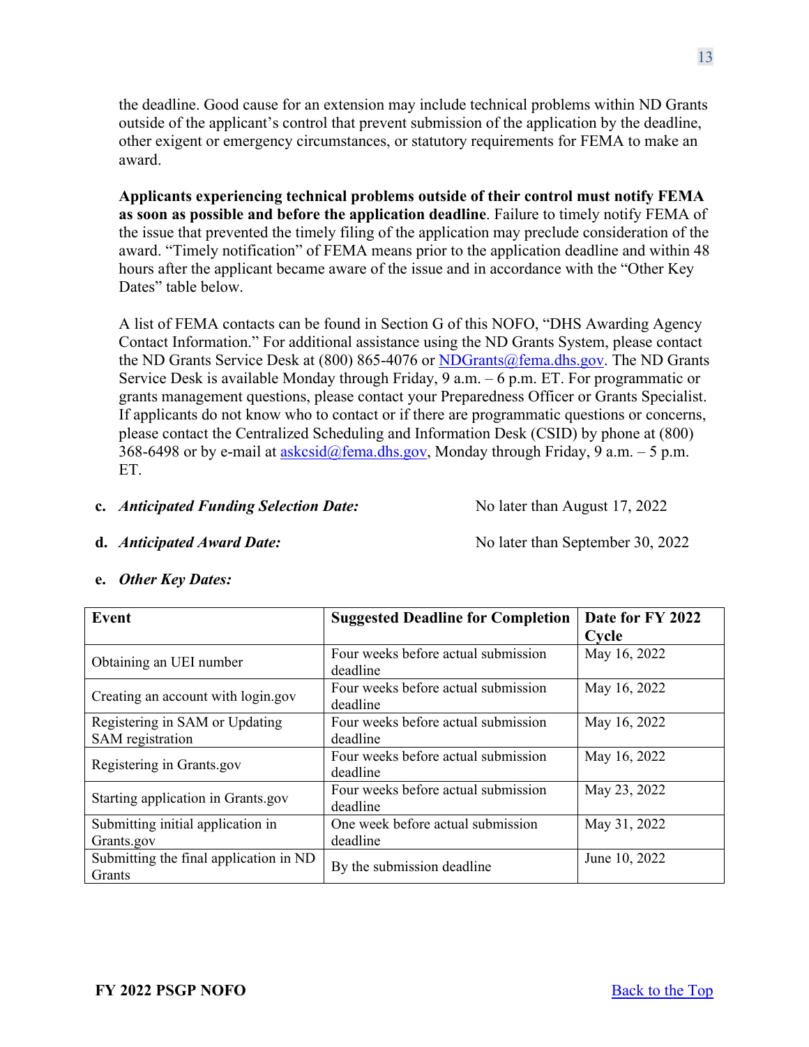the deadline. Good cause for an extension may include technical problems within ND Grants outside of the applicant's control that prevent submission of the application by the deadline, other exigent or emergency circumstances, or statutory requirements for FEMA to make an award.

**Applicants experiencing technical problems outside of their control must notify FEMA as soon as possible and before the application deadline**. Failure to timely notify FEMA of the issue that prevented the timely filing of the application may preclude consideration of the award. "Timely notification" of FEMA means prior to the application deadline and within 48 hours after the applicant became aware of the issue and in accordance with the "Other Key Dates" table below.

A list of FEMA contacts can be found in Section G of this NOFO, "DHS Awarding Agency Contact Information." For additional assistance using the ND Grants System, please contact the ND Grants Service Desk at (800) 865-4076 or [NDGrants@fema.dhs.gov](mailto:NDGrants@fema.dhs.gov). The ND Grants Service Desk is available Monday through Friday, 9 a.m. – 6 p.m. ET. For programmatic or grants management questions, please contact your Preparedness Officer or Grants Specialist. If applicants do not know who to contact or if there are programmatic questions or concerns, please contact the Centralized Scheduling and Information Desk (CSID) by phone at (800) 368-6498 or by e-mail at [askcsid@fema.dhs.gov](mailto:askcsid@fema.dhs.gov), Monday through Friday, 9 a.m. – 5 p.m. ET.

**c. *Anticipated Funding Selection Date:*** No later than August 17, 2022

**d. *Anticipated Award Date:*** No later than September 30, 2022

**e. *Other Key Dates:***

| Event | Suggested Deadline for Completion | Date for FY 2022 Cycle |
|---|---|---|
| Obtaining an UEI number | Four weeks before actual submission deadline | May 16, 2022 |
| Creating an account with login.gov | Four weeks before actual submission deadline | May 16, 2022 |
| Registering in SAM or Updating SAM registration | Four weeks before actual submission deadline | May 16, 2022 |
| Registering in Grants.gov | Four weeks before actual submission deadline | May 16, 2022 |
| Starting application in Grants.gov | Four weeks before actual submission deadline | May 23, 2022 |
| Submitting initial application in Grants.gov | One week before actual submission deadline | May 31, 2022 |
| Submitting the final application in ND Grants | By the submission deadline | June 10, 2022 |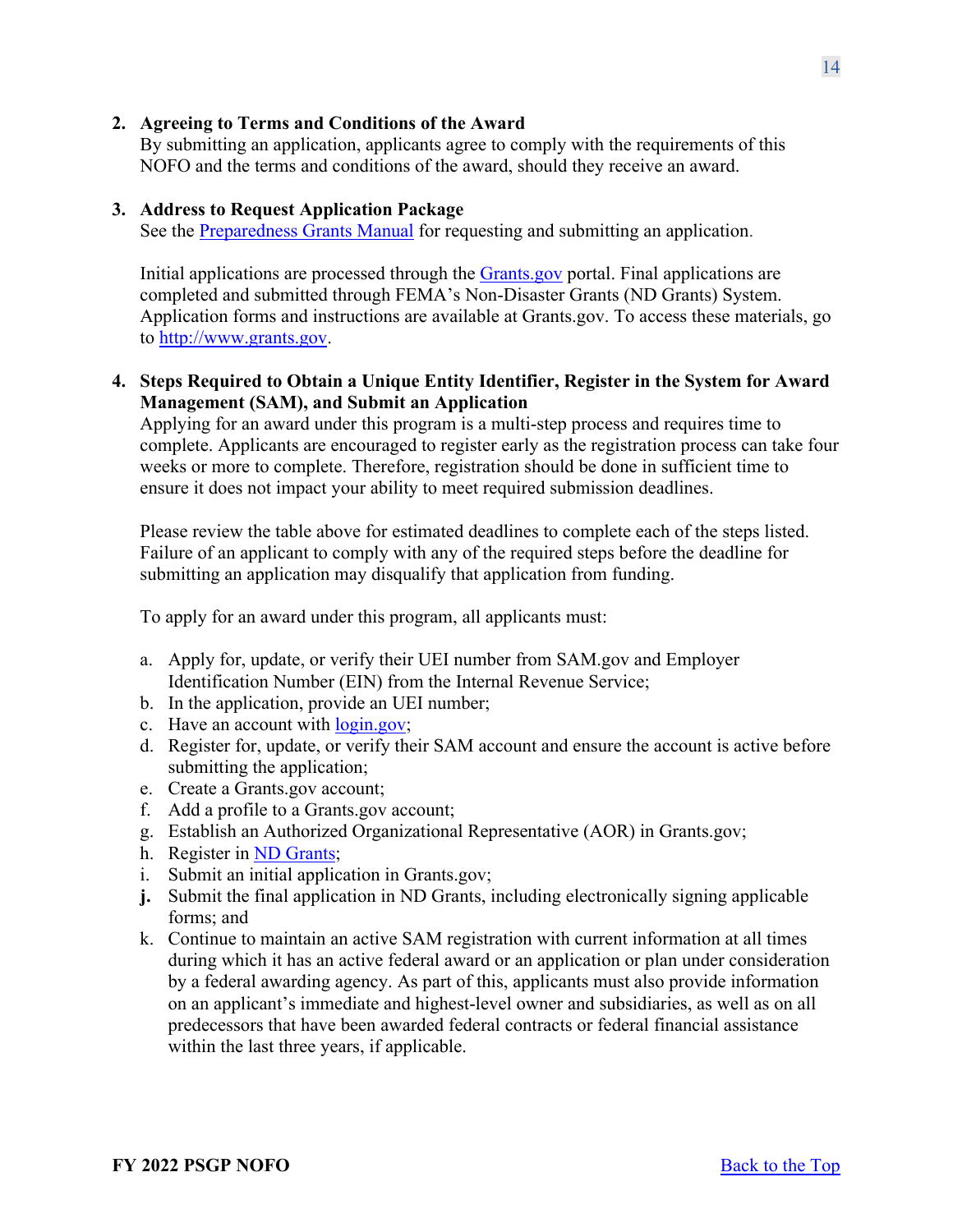**2. Agreeing to Terms and Conditions of the Award**

By submitting an application, applicants agree to comply with the requirements of this NOFO and the terms and conditions of the award, should they receive an award.

**3. Address to Request Application Package**

See the [Preparedness Grants Manual](#) for requesting and submitting an application.

Initial applications are processed through the [Grants.gov](#) portal. Final applications are completed and submitted through FEMA's Non-Disaster Grants (ND Grants) System. Application forms and instructions are available at Grants.gov. To access these materials, go to [http://www.grants.gov](http://www.grants.gov).

**4. Steps Required to Obtain a Unique Entity Identifier, Register in the System for Award Management (SAM), and Submit an Application**

Applying for an award under this program is a multi-step process and requires time to complete. Applicants are encouraged to register early as the registration process can take four weeks or more to complete. Therefore, registration should be done in sufficient time to ensure it does not impact your ability to meet required submission deadlines.

Please review the table above for estimated deadlines to complete each of the steps listed. Failure of an applicant to comply with any of the required steps before the deadline for submitting an application may disqualify that application from funding.

To apply for an award under this program, all applicants must:

a. Apply for, update, or verify their UEI number from SAM.gov and Employer Identification Number (EIN) from the Internal Revenue Service;
b. In the application, provide an UEI number;
c. Have an account with [login.gov](#);
d. Register for, update, or verify their SAM account and ensure the account is active before submitting the application;
e. Create a Grants.gov account;
f. Add a profile to a Grants.gov account;
g. Establish an Authorized Organizational Representative (AOR) in Grants.gov;
h. Register in [ND Grants](#);
i. Submit an initial application in Grants.gov;
j. Submit the final application in ND Grants, including electronically signing applicable forms; and
k. Continue to maintain an active SAM registration with current information at all times during which it has an active federal award or an application or plan under consideration by a federal awarding agency. As part of this, applicants must also provide information on an applicant's immediate and highest-level owner and subsidiaries, as well as on all predecessors that have been awarded federal contracts or federal financial assistance within the last three years, if applicable.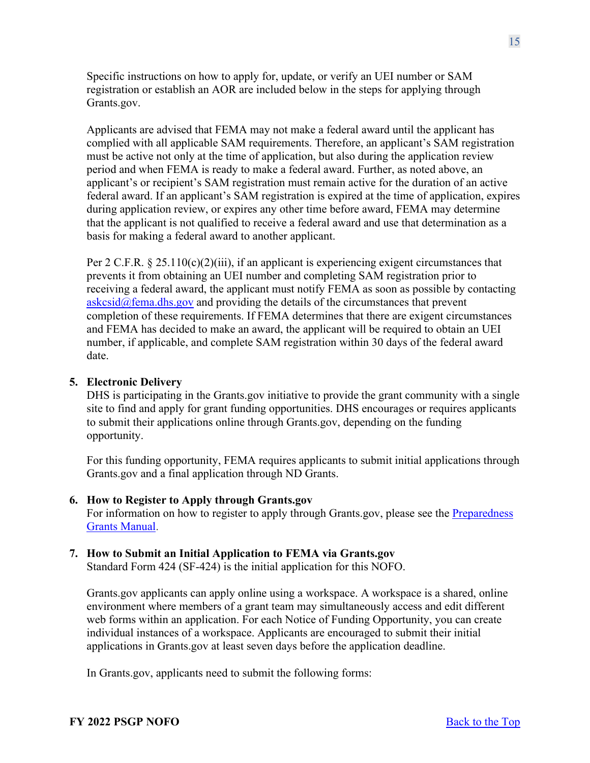Specific instructions on how to apply for, update, or verify an UEI number or SAM registration or establish an AOR are included below in the steps for applying through Grants.gov.

Applicants are advised that FEMA may not make a federal award until the applicant has complied with all applicable SAM requirements. Therefore, an applicant's SAM registration must be active not only at the time of application, but also during the application review period and when FEMA is ready to make a federal award. Further, as noted above, an applicant's or recipient's SAM registration must remain active for the duration of an active federal award. If an applicant's SAM registration is expired at the time of application, expires during application review, or expires any other time before award, FEMA may determine that the applicant is not qualified to receive a federal award and use that determination as a basis for making a federal award to another applicant.

Per 2 C.F.R. § 25.110(c)(2)(iii), if an applicant is experiencing exigent circumstances that prevents it from obtaining an UEI number and completing SAM registration prior to receiving a federal award, the applicant must notify FEMA as soon as possible by contacting [askcsid@fema.dhs.gov](mailto:askcsid@fema.dhs.gov) and providing the details of the circumstances that prevent completion of these requirements. If FEMA determines that there are exigent circumstances and FEMA has decided to make an award, the applicant will be required to obtain an UEI number, if applicable, and complete SAM registration within 30 days of the federal award date.

5. **Electronic Delivery**
   DHS is participating in the Grants.gov initiative to provide the grant community with a single site to find and apply for grant funding opportunities. DHS encourages or requires applicants to submit their applications online through Grants.gov, depending on the funding opportunity.

   For this funding opportunity, FEMA requires applicants to submit initial applications through Grants.gov and a final application through ND Grants.

6. **How to Register to Apply through Grants.gov**
   For information on how to register to apply through Grants.gov, please see the Preparedness Grants Manual.

7. **How to Submit an Initial Application to FEMA via Grants.gov**
   Standard Form 424 (SF-424) is the initial application for this NOFO.

   Grants.gov applicants can apply online using a workspace. A workspace is a shared, online environment where members of a grant team may simultaneously access and edit different web forms within an application. For each Notice of Funding Opportunity, you can create individual instances of a workspace. Applicants are encouraged to submit their initial applications in Grants.gov at least seven days before the application deadline.

   In Grants.gov, applicants need to submit the following forms: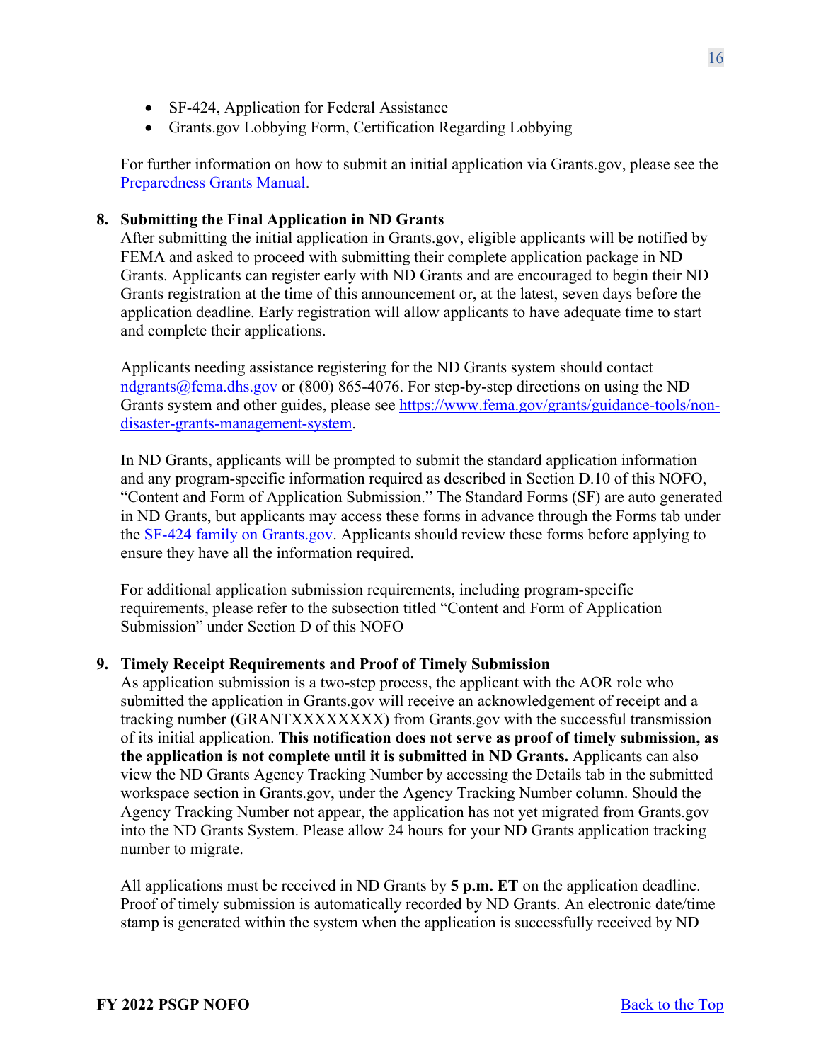- SF-424, Application for Federal Assistance
- Grants.gov Lobbying Form, Certification Regarding Lobbying

For further information on how to submit an initial application via Grants.gov, please see the [Preparedness Grants Manual](Preparedness Grants Manual).

**8. Submitting the Final Application in ND Grants**

After submitting the initial application in Grants.gov, eligible applicants will be notified by FEMA and asked to proceed with submitting their complete application package in ND Grants. Applicants can register early with ND Grants and are encouraged to begin their ND Grants registration at the time of this announcement or, at the latest, seven days before the application deadline. Early registration will allow applicants to have adequate time to start and complete their applications.

Applicants needing assistance registering for the ND Grants system should contact ndgrants@fema.dhs.gov or (800) 865-4076. For step-by-step directions on using the ND Grants system and other guides, please see https://www.fema.gov/grants/guidance-tools/non-disaster-grants-management-system.

In ND Grants, applicants will be prompted to submit the standard application information and any program-specific information required as described in Section D.10 of this NOFO, "Content and Form of Application Submission." The Standard Forms (SF) are auto generated in ND Grants, but applicants may access these forms in advance through the Forms tab under the SF-424 family on Grants.gov. Applicants should review these forms before applying to ensure they have all the information required.

For additional application submission requirements, including program-specific requirements, please refer to the subsection titled "Content and Form of Application Submission" under Section D of this NOFO

**9. Timely Receipt Requirements and Proof of Timely Submission**

As application submission is a two-step process, the applicant with the AOR role who submitted the application in Grants.gov will receive an acknowledgement of receipt and a tracking number (GRANTXXXXXXXX) from Grants.gov with the successful transmission of its initial application. **This notification does not serve as proof of timely submission, as the application is not complete until it is submitted in ND Grants.** Applicants can also view the ND Grants Agency Tracking Number by accessing the Details tab in the submitted workspace section in Grants.gov, under the Agency Tracking Number column. Should the Agency Tracking Number not appear, the application has not yet migrated from Grants.gov into the ND Grants System. Please allow 24 hours for your ND Grants application tracking number to migrate.

All applications must be received in ND Grants by **5 p.m. ET** on the application deadline. Proof of timely submission is automatically recorded by ND Grants. An electronic date/time stamp is generated within the system when the application is successfully received by ND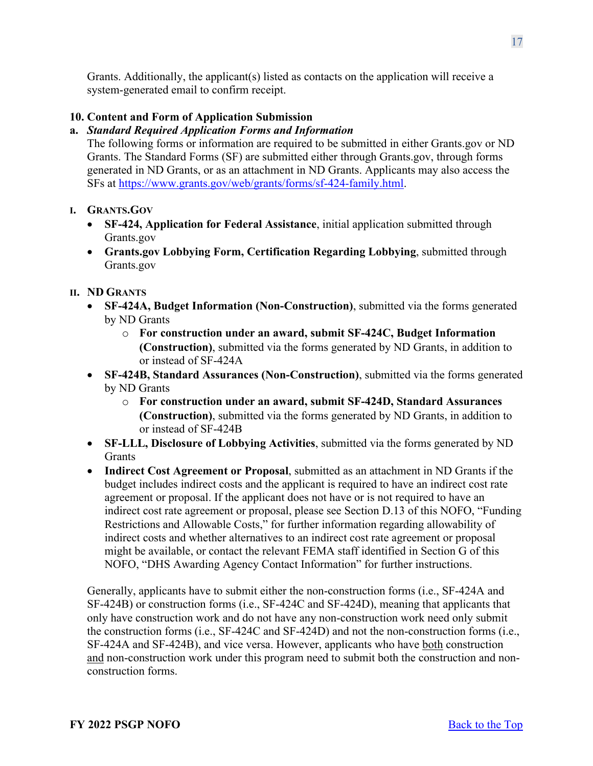Grants. Additionally, the applicant(s) listed as contacts on the application will receive a system-generated email to confirm receipt.

### 10. Content and Form of Application Submission

#### a. *Standard Required Application Forms and Information*

The following forms or information are required to be submitted in either Grants.gov or ND Grants. The Standard Forms (SF) are submitted either through Grants.gov, through forms generated in ND Grants, or as an attachment in ND Grants. Applicants may also access the SFs at [https://www.grants.gov/web/grants/forms/sf-424-family.html](https://www.grants.gov/web/grants/forms/sf-424-family.html).

##### I. Grants.Gov

- **SF-424, Application for Federal Assistance**, initial application submitted through Grants.gov
- **Grants.gov Lobbying Form, Certification Regarding Lobbying**, submitted through Grants.gov

##### II. ND Grants

- **SF-424A, Budget Information (Non-Construction)**, submitted via the forms generated by ND Grants
  - **For construction under an award, submit SF-424C, Budget Information (Construction)**, submitted via the forms generated by ND Grants, in addition to or instead of SF-424A
- **SF-424B, Standard Assurances (Non-Construction)**, submitted via the forms generated by ND Grants
  - **For construction under an award, submit SF-424D, Standard Assurances (Construction)**, submitted via the forms generated by ND Grants, in addition to or instead of SF-424B
- **SF-LLL, Disclosure of Lobbying Activities**, submitted via the forms generated by ND Grants
- **Indirect Cost Agreement or Proposal**, submitted as an attachment in ND Grants if the budget includes indirect costs and the applicant is required to have an indirect cost rate agreement or proposal. If the applicant does not have or is not required to have an indirect cost rate agreement or proposal, please see Section D.13 of this NOFO, "Funding Restrictions and Allowable Costs," for further information regarding allowability of indirect costs and whether alternatives to an indirect cost rate agreement or proposal might be available, or contact the relevant FEMA staff identified in Section G of this NOFO, "DHS Awarding Agency Contact Information" for further instructions.

Generally, applicants have to submit either the non-construction forms (i.e., SF-424A and SF-424B) or construction forms (i.e., SF-424C and SF-424D), meaning that applicants that only have construction work and do not have any non-construction work need only submit the construction forms (i.e., SF-424C and SF-424D) and not the non-construction forms (i.e., SF-424A and SF-424B), and vice versa. However, applicants who have both construction and non-construction work under this program need to submit both the construction and non-construction forms.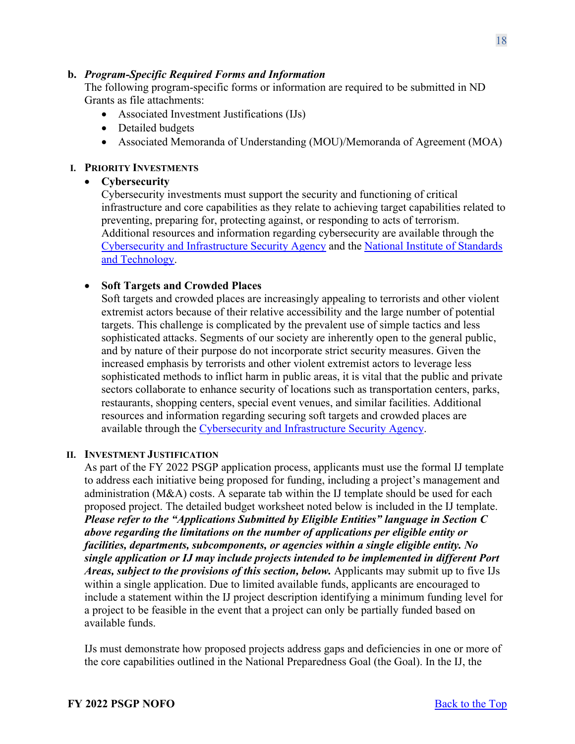**b. *Program-Specific Required Forms and Information***

The following program-specific forms or information are required to be submitted in ND Grants as file attachments:

- Associated Investment Justifications (IJs)
- Detailed budgets
- Associated Memoranda of Understanding (MOU)/Memoranda of Agreement (MOA)

**I. PRIORITY INVESTMENTS**

- **Cybersecurity**
  Cybersecurity investments must support the security and functioning of critical infrastructure and core capabilities as they relate to achieving target capabilities related to preventing, preparing for, protecting against, or responding to acts of terrorism. Additional resources and information regarding cybersecurity are available through the [Cybersecurity and Infrastructure Security Agency]() and the [National Institute of Standards and Technology]().

- **Soft Targets and Crowded Places**
  Soft targets and crowded places are increasingly appealing to terrorists and other violent extremist actors because of their relative accessibility and the large number of potential targets. This challenge is complicated by the prevalent use of simple tactics and less sophisticated attacks. Segments of our society are inherently open to the general public, and by nature of their purpose do not incorporate strict security measures. Given the increased emphasis by terrorists and other violent extremist actors to leverage less sophisticated methods to inflict harm in public areas, it is vital that the public and private sectors collaborate to enhance security of locations such as transportation centers, parks, restaurants, shopping centers, special event venues, and similar facilities. Additional resources and information regarding securing soft targets and crowded places are available through the [Cybersecurity and Infrastructure Security Agency]().

**II. INVESTMENT JUSTIFICATION**

As part of the FY 2022 PSGP application process, applicants must use the formal IJ template to address each initiative being proposed for funding, including a project's management and administration (M&A) costs. A separate tab within the IJ template should be used for each proposed project. The detailed budget worksheet noted below is included in the IJ template. ***Please refer to the "Applications Submitted by Eligible Entities" language in Section C above regarding the limitations on the number of applications per eligible entity or facilities, departments, subcomponents, or agencies within a single eligible entity. No single application or IJ may include projects intended to be implemented in different Port Areas, subject to the provisions of this section, below.*** Applicants may submit up to five IJs within a single application. Due to limited available funds, applicants are encouraged to include a statement within the IJ project description identifying a minimum funding level for a project to be feasible in the event that a project can only be partially funded based on available funds.

IJs must demonstrate how proposed projects address gaps and deficiencies in one or more of the core capabilities outlined in the National Preparedness Goal (the Goal). In the IJ, the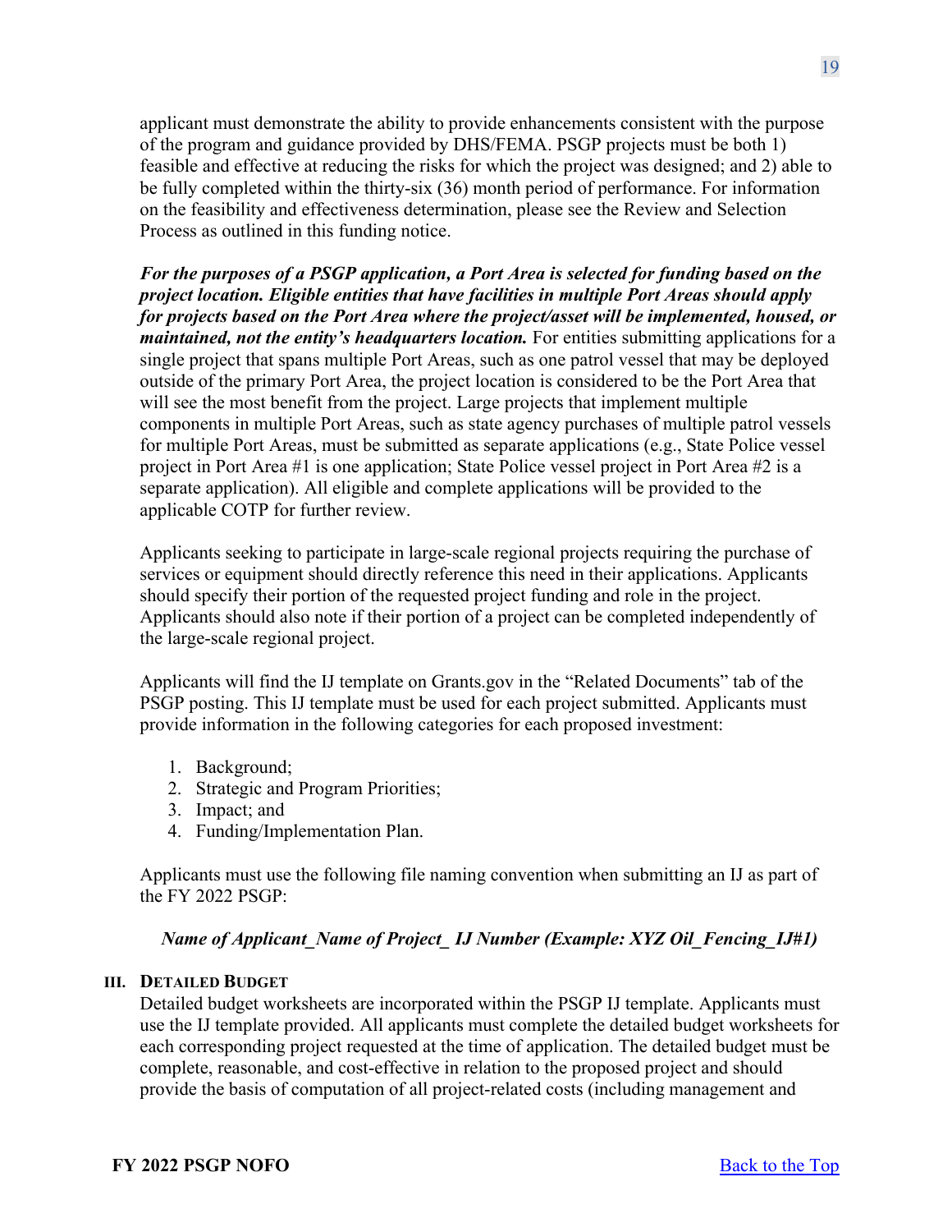applicant must demonstrate the ability to provide enhancements consistent with the purpose of the program and guidance provided by DHS/FEMA. PSGP projects must be both 1) feasible and effective at reducing the risks for which the project was designed; and 2) able to be fully completed within the thirty-six (36) month period of performance. For information on the feasibility and effectiveness determination, please see the Review and Selection Process as outlined in this funding notice.

***For the purposes of a PSGP application, a Port Area is selected for funding based on the project location. Eligible entities that have facilities in multiple Port Areas should apply for projects based on the Port Area where the project/asset will be implemented, housed, or maintained, not the entity's headquarters location.*** For entities submitting applications for a single project that spans multiple Port Areas, such as one patrol vessel that may be deployed outside of the primary Port Area, the project location is considered to be the Port Area that will see the most benefit from the project. Large projects that implement multiple components in multiple Port Areas, such as state agency purchases of multiple patrol vessels for multiple Port Areas, must be submitted as separate applications (e.g., State Police vessel project in Port Area #1 is one application; State Police vessel project in Port Area #2 is a separate application). All eligible and complete applications will be provided to the applicable COTP for further review.

Applicants seeking to participate in large-scale regional projects requiring the purchase of services or equipment should directly reference this need in their applications. Applicants should specify their portion of the requested project funding and role in the project. Applicants should also note if their portion of a project can be completed independently of the large-scale regional project.

Applicants will find the IJ template on Grants.gov in the "Related Documents" tab of the PSGP posting. This IJ template must be used for each project submitted. Applicants must provide information in the following categories for each proposed investment:

1. Background;
2. Strategic and Program Priorities;
3. Impact; and
4. Funding/Implementation Plan.

Applicants must use the following file naming convention when submitting an IJ as part of the FY 2022 PSGP:

***Name of Applicant_Name of Project_ IJ Number (Example: XYZ Oil_Fencing_IJ#1)***

### III. Detailed Budget

Detailed budget worksheets are incorporated within the PSGP IJ template. Applicants must use the IJ template provided. All applicants must complete the detailed budget worksheets for each corresponding project requested at the time of application. The detailed budget must be complete, reasonable, and cost-effective in relation to the proposed project and should provide the basis of computation of all project-related costs (including management and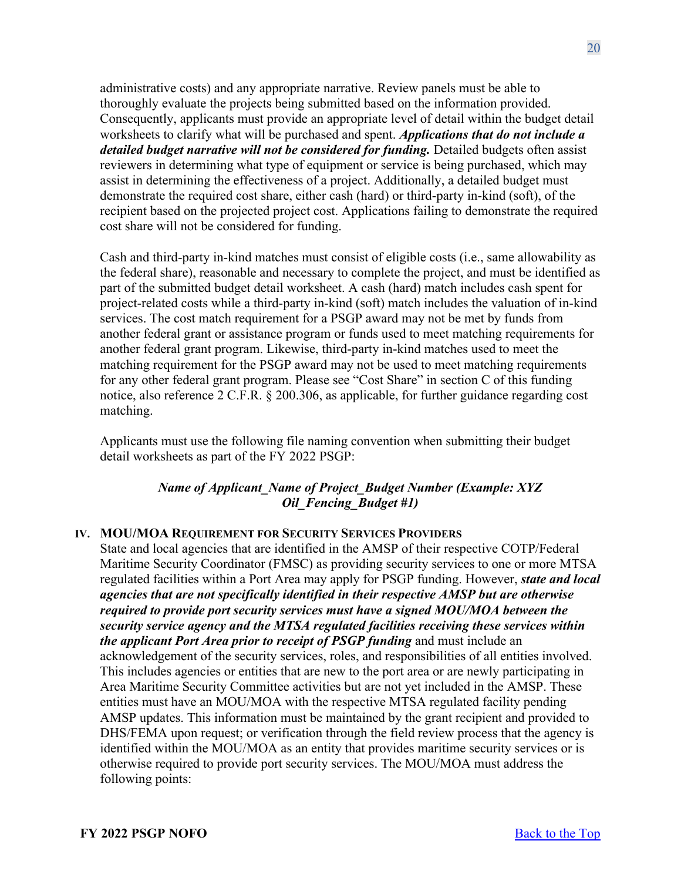administrative costs) and any appropriate narrative. Review panels must be able to thoroughly evaluate the projects being submitted based on the information provided. Consequently, applicants must provide an appropriate level of detail within the budget detail worksheets to clarify what will be purchased and spent. ***Applications that do not include a detailed budget narrative will not be considered for funding.*** Detailed budgets often assist reviewers in determining what type of equipment or service is being purchased, which may assist in determining the effectiveness of a project. Additionally, a detailed budget must demonstrate the required cost share, either cash (hard) or third-party in-kind (soft), of the recipient based on the projected project cost. Applications failing to demonstrate the required cost share will not be considered for funding.

Cash and third-party in-kind matches must consist of eligible costs (i.e., same allowability as the federal share), reasonable and necessary to complete the project, and must be identified as part of the submitted budget detail worksheet. A cash (hard) match includes cash spent for project-related costs while a third-party in-kind (soft) match includes the valuation of in-kind services. The cost match requirement for a PSGP award may not be met by funds from another federal grant or assistance program or funds used to meet matching requirements for another federal grant program. Likewise, third-party in-kind matches used to meet the matching requirement for the PSGP award may not be used to meet matching requirements for any other federal grant program. Please see "Cost Share" in section C of this funding notice, also reference 2 C.F.R. § 200.306, as applicable, for further guidance regarding cost matching.

Applicants must use the following file naming convention when submitting their budget detail worksheets as part of the FY 2022 PSGP:

***Name of Applicant_Name of Project_Budget Number (Example: XYZ Oil_Fencing_Budget #1)***

## IV. MOU/MOA Requirement for Security Services Providers

State and local agencies that are identified in the AMSP of their respective COTP/Federal Maritime Security Coordinator (FMSC) as providing security services to one or more MTSA regulated facilities within a Port Area may apply for PSGP funding. However, ***state and local agencies that are not specifically identified in their respective AMSP but are otherwise required to provide port security services must have a signed MOU/MOA between the security service agency and the MTSA regulated facilities receiving these services within the applicant Port Area prior to receipt of PSGP funding*** and must include an acknowledgement of the security services, roles, and responsibilities of all entities involved. This includes agencies or entities that are new to the port area or are newly participating in Area Maritime Security Committee activities but are not yet included in the AMSP. These entities must have an MOU/MOA with the respective MTSA regulated facility pending AMSP updates. This information must be maintained by the grant recipient and provided to DHS/FEMA upon request; or verification through the field review process that the agency is identified within the MOU/MOA as an entity that provides maritime security services or is otherwise required to provide port security services. The MOU/MOA must address the following points: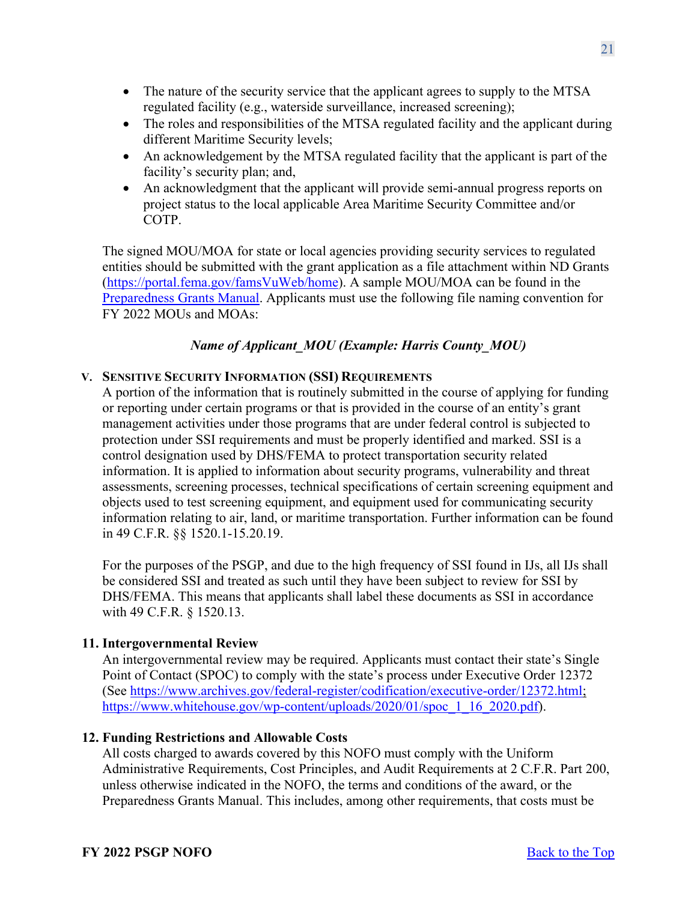- The nature of the security service that the applicant agrees to supply to the MTSA regulated facility (e.g., waterside surveillance, increased screening);
- The roles and responsibilities of the MTSA regulated facility and the applicant during different Maritime Security levels;
- An acknowledgement by the MTSA regulated facility that the applicant is part of the facility's security plan; and,
- An acknowledgment that the applicant will provide semi-annual progress reports on project status to the local applicable Area Maritime Security Committee and/or COTP.

The signed MOU/MOA for state or local agencies providing security services to regulated entities should be submitted with the grant application as a file attachment within ND Grants (https://portal.fema.gov/famsVuWeb/home). A sample MOU/MOA can be found in the Preparedness Grants Manual. Applicants must use the following file naming convention for FY 2022 MOUs and MOAs:

***Name of Applicant_MOU (Example: Harris County_MOU)***

#### V. Sensitive Security Information (SSI) Requirements

A portion of the information that is routinely submitted in the course of applying for funding or reporting under certain programs or that is provided in the course of an entity's grant management activities under those programs that are under federal control is subjected to protection under SSI requirements and must be properly identified and marked. SSI is a control designation used by DHS/FEMA to protect transportation security related information. It is applied to information about security programs, vulnerability and threat assessments, screening processes, technical specifications of certain screening equipment and objects used to test screening equipment, and equipment used for communicating security information relating to air, land, or maritime transportation. Further information can be found in 49 C.F.R. §§ 1520.1-15.20.19.

For the purposes of the PSGP, and due to the high frequency of SSI found in IJs, all IJs shall be considered SSI and treated as such until they have been subject to review for SSI by DHS/FEMA. This means that applicants shall label these documents as SSI in accordance with 49 C.F.R. § 1520.13.

### 11. Intergovernmental Review

An intergovernmental review may be required. Applicants must contact their state's Single Point of Contact (SPOC) to comply with the state's process under Executive Order 12372 (See https://www.archives.gov/federal-register/codification/executive-order/12372.html; https://www.whitehouse.gov/wp-content/uploads/2020/01/spoc_1_16_2020.pdf).

### 12. Funding Restrictions and Allowable Costs

All costs charged to awards covered by this NOFO must comply with the Uniform Administrative Requirements, Cost Principles, and Audit Requirements at 2 C.F.R. Part 200, unless otherwise indicated in the NOFO, the terms and conditions of the award, or the Preparedness Grants Manual. This includes, among other requirements, that costs must be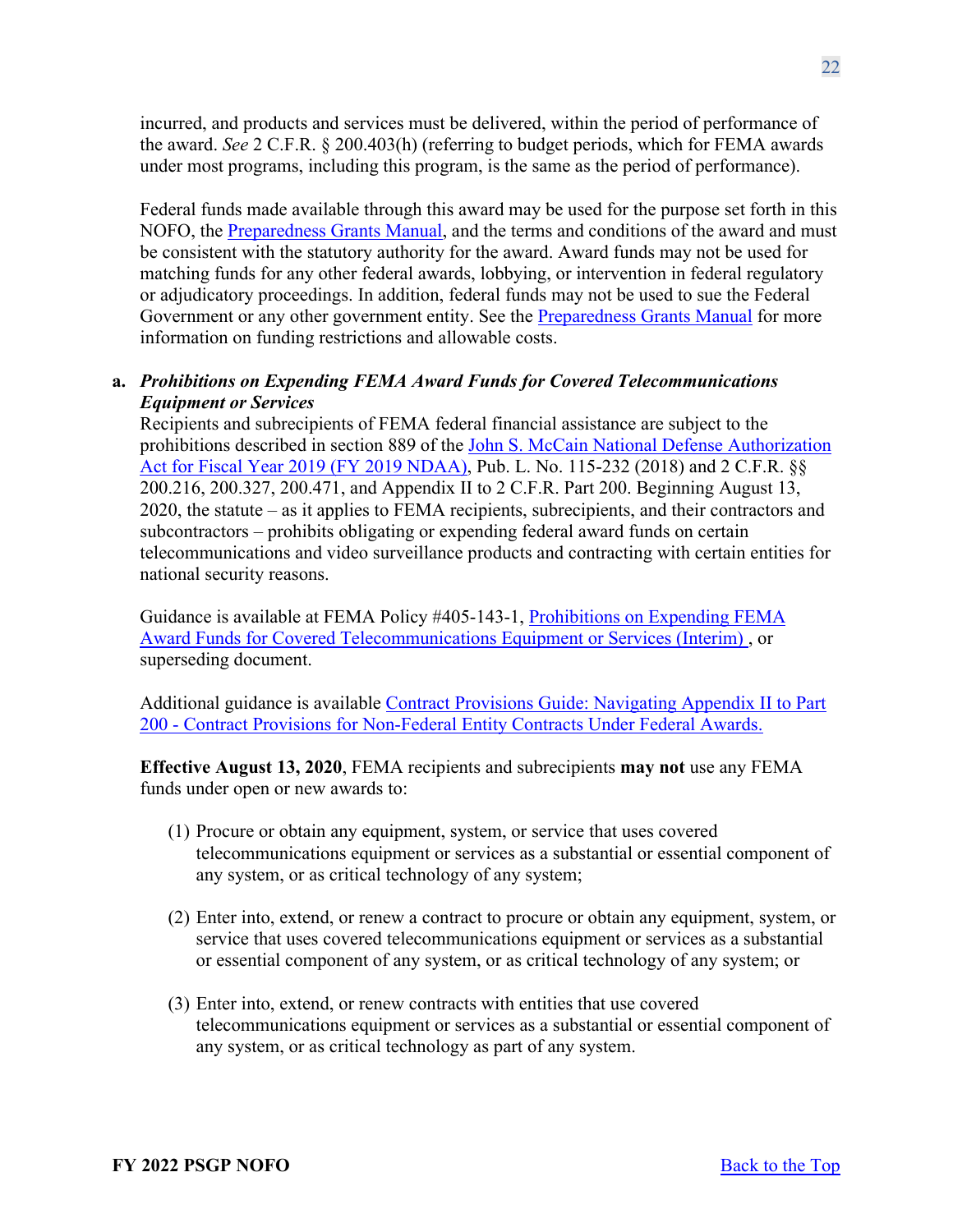incurred, and products and services must be delivered, within the period of performance of the award. *See* 2 C.F.R. § 200.403(h) (referring to budget periods, which for FEMA awards under most programs, including this program, is the same as the period of performance).

Federal funds made available through this award may be used for the purpose set forth in this NOFO, the Preparedness Grants Manual, and the terms and conditions of the award and must be consistent with the statutory authority for the award. Award funds may not be used for matching funds for any other federal awards, lobbying, or intervention in federal regulatory or adjudicatory proceedings. In addition, federal funds may not be used to sue the Federal Government or any other government entity. See the Preparedness Grants Manual for more information on funding restrictions and allowable costs.

**a.** ***Prohibitions on Expending FEMA Award Funds for Covered Telecommunications Equipment or Services***

Recipients and subrecipients of FEMA federal financial assistance are subject to the prohibitions described in section 889 of the John S. McCain National Defense Authorization Act for Fiscal Year 2019 (FY 2019 NDAA), Pub. L. No. 115-232 (2018) and 2 C.F.R. §§ 200.216, 200.327, 200.471, and Appendix II to 2 C.F.R. Part 200. Beginning August 13, 2020, the statute – as it applies to FEMA recipients, subrecipients, and their contractors and subcontractors – prohibits obligating or expending federal award funds on certain telecommunications and video surveillance products and contracting with certain entities for national security reasons.

Guidance is available at FEMA Policy #405-143-1, Prohibitions on Expending FEMA Award Funds for Covered Telecommunications Equipment or Services (Interim) , or superseding document.

Additional guidance is available Contract Provisions Guide: Navigating Appendix II to Part 200 - Contract Provisions for Non-Federal Entity Contracts Under Federal Awards.

**Effective August 13, 2020**, FEMA recipients and subrecipients **may not** use any FEMA funds under open or new awards to:

(1) Procure or obtain any equipment, system, or service that uses covered telecommunications equipment or services as a substantial or essential component of any system, or as critical technology of any system;

(2) Enter into, extend, or renew a contract to procure or obtain any equipment, system, or service that uses covered telecommunications equipment or services as a substantial or essential component of any system, or as critical technology of any system; or

(3) Enter into, extend, or renew contracts with entities that use covered telecommunications equipment or services as a substantial or essential component of any system, or as critical technology as part of any system.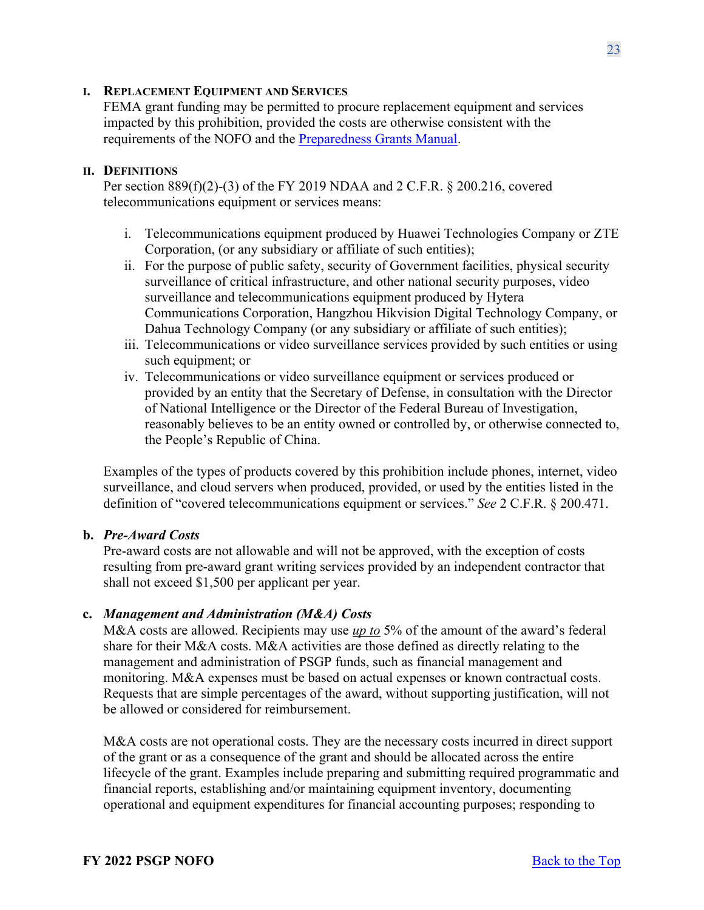**I. Replacement Equipment and Services**

FEMA grant funding may be permitted to procure replacement equipment and services impacted by this prohibition, provided the costs are otherwise consistent with the requirements of the NOFO and the [Preparedness Grants Manual](Preparedness Grants Manual).

**II. Definitions**

Per section 889(f)(2)-(3) of the FY 2019 NDAA and 2 C.F.R. § 200.216, covered telecommunications equipment or services means:

i. Telecommunications equipment produced by Huawei Technologies Company or ZTE Corporation, (or any subsidiary or affiliate of such entities);
ii. For the purpose of public safety, security of Government facilities, physical security surveillance of critical infrastructure, and other national security purposes, video surveillance and telecommunications equipment produced by Hytera Communications Corporation, Hangzhou Hikvision Digital Technology Company, or Dahua Technology Company (or any subsidiary or affiliate of such entities);
iii. Telecommunications or video surveillance services provided by such entities or using such equipment; or
iv. Telecommunications or video surveillance equipment or services produced or provided by an entity that the Secretary of Defense, in consultation with the Director of National Intelligence or the Director of the Federal Bureau of Investigation, reasonably believes to be an entity owned or controlled by, or otherwise connected to, the People's Republic of China.

Examples of the types of products covered by this prohibition include phones, internet, video surveillance, and cloud servers when produced, provided, or used by the entities listed in the definition of "covered telecommunications equipment or services." *See* 2 C.F.R. § 200.471.

**b. *Pre-Award Costs***

Pre-award costs are not allowable and will not be approved, with the exception of costs resulting from pre-award grant writing services provided by an independent contractor that shall not exceed $1,500 per applicant per year.

**c. *Management and Administration (M&A) Costs***

M&A costs are allowed. Recipients may use *up to* 5% of the amount of the award's federal share for their M&A costs. M&A activities are those defined as directly relating to the management and administration of PSGP funds, such as financial management and monitoring. M&A expenses must be based on actual expenses or known contractual costs. Requests that are simple percentages of the award, without supporting justification, will not be allowed or considered for reimbursement.

M&A costs are not operational costs. They are the necessary costs incurred in direct support of the grant or as a consequence of the grant and should be allocated across the entire lifecycle of the grant. Examples include preparing and submitting required programmatic and financial reports, establishing and/or maintaining equipment inventory, documenting operational and equipment expenditures for financial accounting purposes; responding to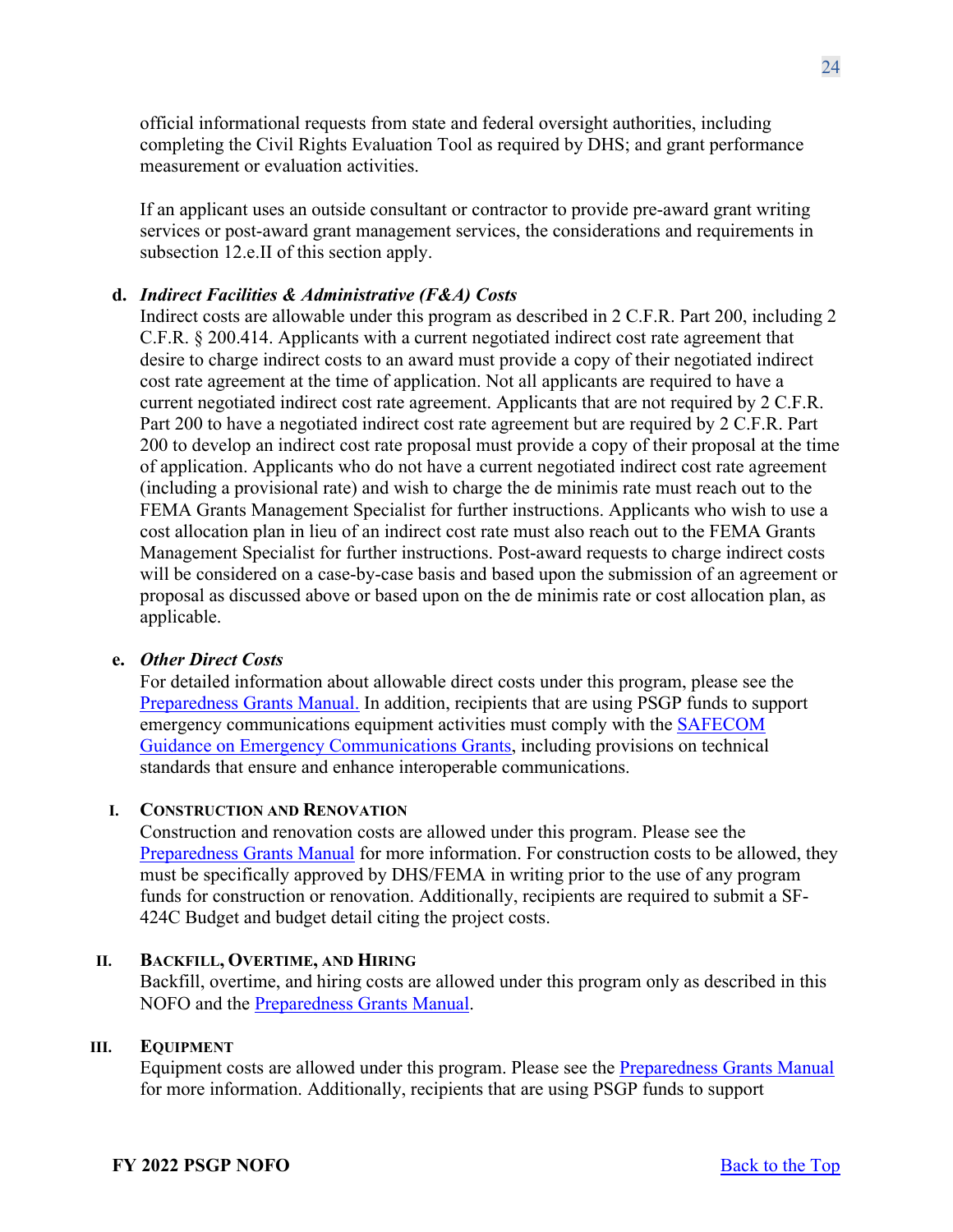official informational requests from state and federal oversight authorities, including completing the Civil Rights Evaluation Tool as required by DHS; and grant performance measurement or evaluation activities.

If an applicant uses an outside consultant or contractor to provide pre-award grant writing services or post-award grant management services, the considerations and requirements in subsection 12.e.II of this section apply.

**d. *Indirect Facilities & Administrative (F&A) Costs***

Indirect costs are allowable under this program as described in 2 C.F.R. Part 200, including 2 C.F.R. § 200.414. Applicants with a current negotiated indirect cost rate agreement that desire to charge indirect costs to an award must provide a copy of their negotiated indirect cost rate agreement at the time of application. Not all applicants are required to have a current negotiated indirect cost rate agreement. Applicants that are not required by 2 C.F.R. Part 200 to have a negotiated indirect cost rate agreement but are required by 2 C.F.R. Part 200 to develop an indirect cost rate proposal must provide a copy of their proposal at the time of application. Applicants who do not have a current negotiated indirect cost rate agreement (including a provisional rate) and wish to charge the de minimis rate must reach out to the FEMA Grants Management Specialist for further instructions. Applicants who wish to use a cost allocation plan in lieu of an indirect cost rate must also reach out to the FEMA Grants Management Specialist for further instructions. Post-award requests to charge indirect costs will be considered on a case-by-case basis and based upon the submission of an agreement or proposal as discussed above or based upon on the de minimis rate or cost allocation plan, as applicable.

**e. *Other Direct Costs***

For detailed information about allowable direct costs under this program, please see the Preparedness Grants Manual. In addition, recipients that are using PSGP funds to support emergency communications equipment activities must comply with the SAFECOM Guidance on Emergency Communications Grants, including provisions on technical standards that ensure and enhance interoperable communications.

**I. CONSTRUCTION AND RENOVATION**

Construction and renovation costs are allowed under this program. Please see the Preparedness Grants Manual for more information. For construction costs to be allowed, they must be specifically approved by DHS/FEMA in writing prior to the use of any program funds for construction or renovation. Additionally, recipients are required to submit a SF-424C Budget and budget detail citing the project costs.

**II. BACKFILL, OVERTIME, AND HIRING**

Backfill, overtime, and hiring costs are allowed under this program only as described in this NOFO and the Preparedness Grants Manual.

**III. EQUIPMENT**

Equipment costs are allowed under this program. Please see the Preparedness Grants Manual for more information. Additionally, recipients that are using PSGP funds to support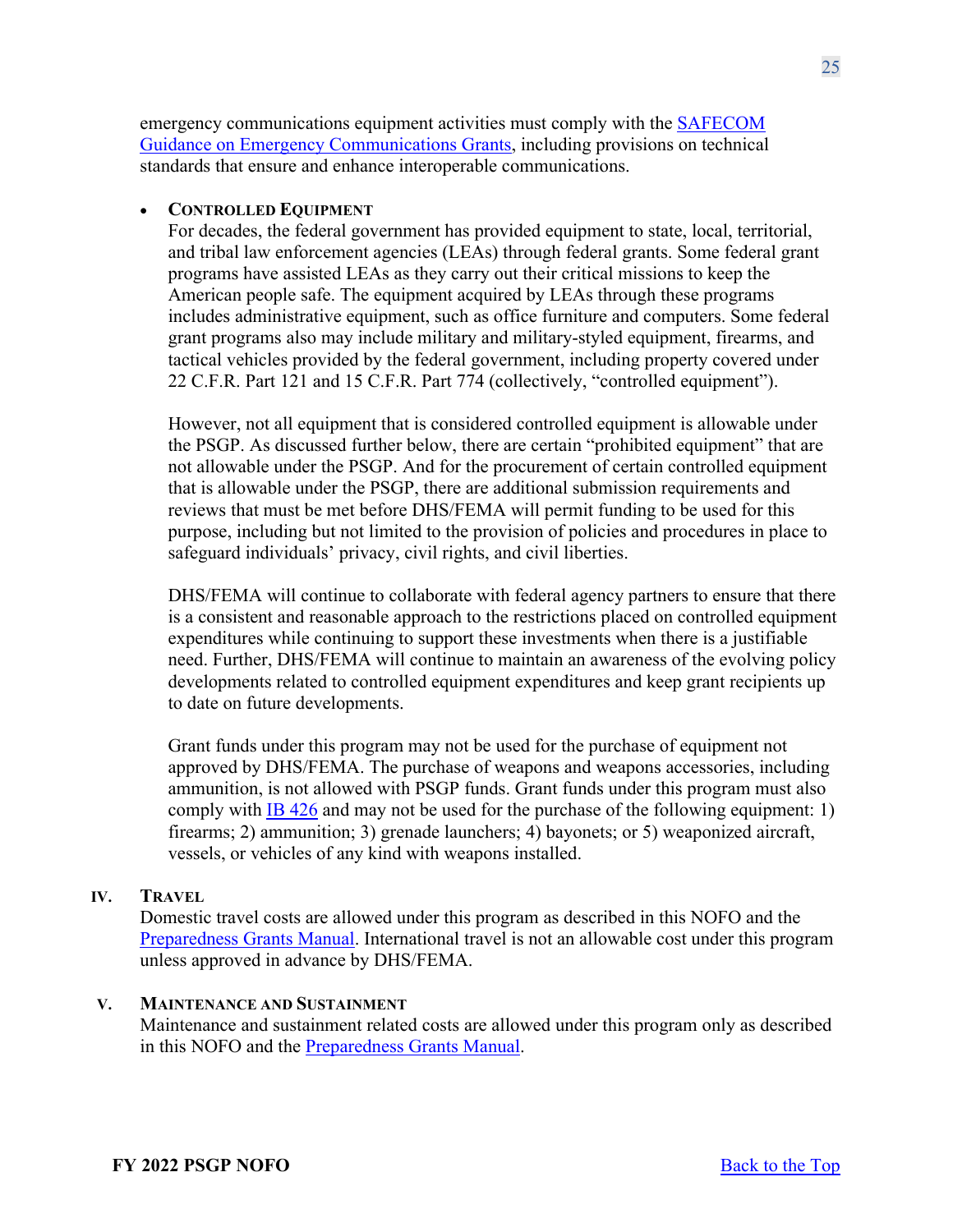emergency communications equipment activities must comply with the SAFECOM Guidance on Emergency Communications Grants, including provisions on technical standards that ensure and enhance interoperable communications.

- **CONTROLLED EQUIPMENT**
  For decades, the federal government has provided equipment to state, local, territorial, and tribal law enforcement agencies (LEAs) through federal grants. Some federal grant programs have assisted LEAs as they carry out their critical missions to keep the American people safe. The equipment acquired by LEAs through these programs includes administrative equipment, such as office furniture and computers. Some federal grant programs also may include military and military-styled equipment, firearms, and tactical vehicles provided by the federal government, including property covered under 22 C.F.R. Part 121 and 15 C.F.R. Part 774 (collectively, "controlled equipment").

  However, not all equipment that is considered controlled equipment is allowable under the PSGP. As discussed further below, there are certain "prohibited equipment" that are not allowable under the PSGP. And for the procurement of certain controlled equipment that is allowable under the PSGP, there are additional submission requirements and reviews that must be met before DHS/FEMA will permit funding to be used for this purpose, including but not limited to the provision of policies and procedures in place to safeguard individuals' privacy, civil rights, and civil liberties.

  DHS/FEMA will continue to collaborate with federal agency partners to ensure that there is a consistent and reasonable approach to the restrictions placed on controlled equipment expenditures while continuing to support these investments when there is a justifiable need. Further, DHS/FEMA will continue to maintain an awareness of the evolving policy developments related to controlled equipment expenditures and keep grant recipients up to date on future developments.

  Grant funds under this program may not be used for the purchase of equipment not approved by DHS/FEMA. The purchase of weapons and weapons accessories, including ammunition, is not allowed with PSGP funds. Grant funds under this program must also comply with IB 426 and may not be used for the purchase of the following equipment: 1) firearms; 2) ammunition; 3) grenade launchers; 4) bayonets; or 5) weaponized aircraft, vessels, or vehicles of any kind with weapons installed.

### IV. TRAVEL

Domestic travel costs are allowed under this program as described in this NOFO and the Preparedness Grants Manual. International travel is not an allowable cost under this program unless approved in advance by DHS/FEMA.

### V. MAINTENANCE AND SUSTAINMENT

Maintenance and sustainment related costs are allowed under this program only as described in this NOFO and the Preparedness Grants Manual.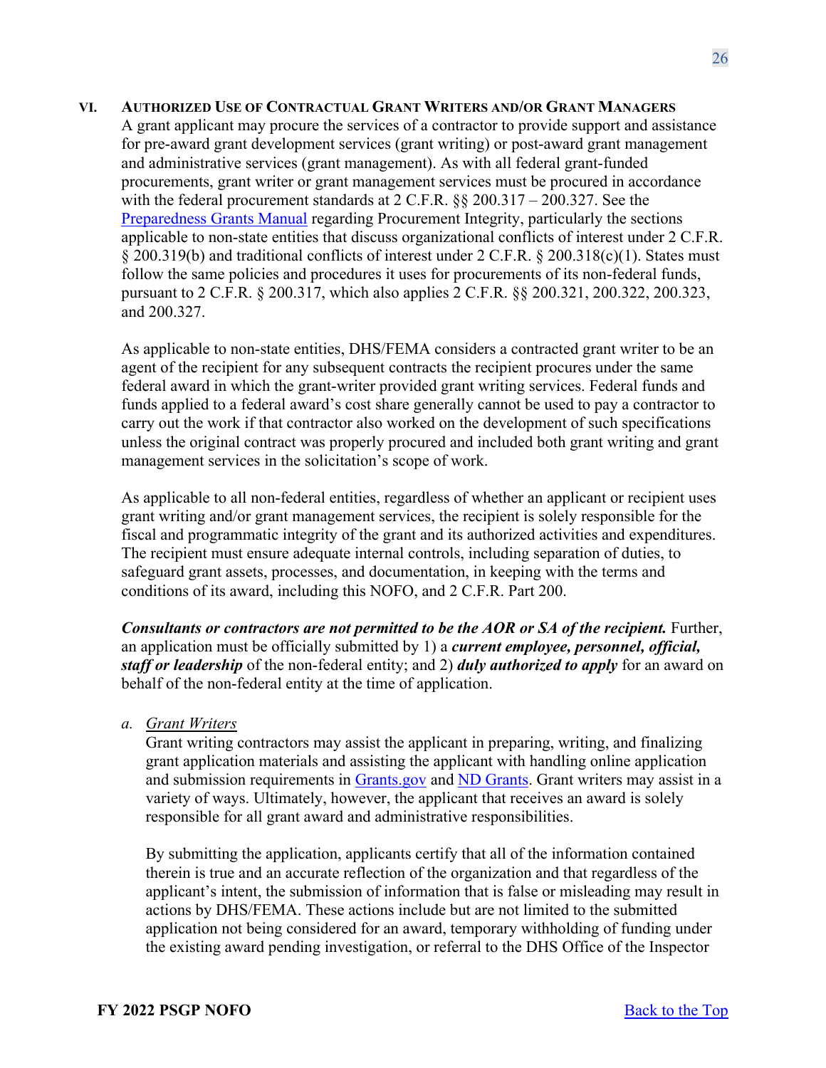## VI. Authorized Use of Contractual Grant Writers and/or Grant Managers

A grant applicant may procure the services of a contractor to provide support and assistance for pre-award grant development services (grant writing) or post-award grant management and administrative services (grant management). As with all federal grant-funded procurements, grant writer or grant management services must be procured in accordance with the federal procurement standards at 2 C.F.R. §§ 200.317 – 200.327. See the [Preparedness Grants Manual](#) regarding Procurement Integrity, particularly the sections applicable to non-state entities that discuss organizational conflicts of interest under 2 C.F.R. § 200.319(b) and traditional conflicts of interest under 2 C.F.R. § 200.318(c)(1). States must follow the same policies and procedures it uses for procurements of its non-federal funds, pursuant to 2 C.F.R. § 200.317, which also applies 2 C.F.R. §§ 200.321, 200.322, 200.323, and 200.327.

As applicable to non-state entities, DHS/FEMA considers a contracted grant writer to be an agent of the recipient for any subsequent contracts the recipient procures under the same federal award in which the grant-writer provided grant writing services. Federal funds and funds applied to a federal award's cost share generally cannot be used to pay a contractor to carry out the work if that contractor also worked on the development of such specifications unless the original contract was properly procured and included both grant writing and grant management services in the solicitation's scope of work.

As applicable to all non-federal entities, regardless of whether an applicant or recipient uses grant writing and/or grant management services, the recipient is solely responsible for the fiscal and programmatic integrity of the grant and its authorized activities and expenditures. The recipient must ensure adequate internal controls, including separation of duties, to safeguard grant assets, processes, and documentation, in keeping with the terms and conditions of its award, including this NOFO, and 2 C.F.R. Part 200.

***Consultants or contractors are not permitted to be the AOR or SA of the recipient.*** Further, an application must be officially submitted by 1) a ***current employee, personnel, official, staff or leadership*** of the non-federal entity; and 2) ***duly authorized to apply*** for an award on behalf of the non-federal entity at the time of application.

### a. *Grant Writers*

Grant writing contractors may assist the applicant in preparing, writing, and finalizing grant application materials and assisting the applicant with handling online application and submission requirements in [Grants.gov](#) and [ND Grants](#). Grant writers may assist in a variety of ways. Ultimately, however, the applicant that receives an award is solely responsible for all grant award and administrative responsibilities.

By submitting the application, applicants certify that all of the information contained therein is true and an accurate reflection of the organization and that regardless of the applicant's intent, the submission of information that is false or misleading may result in actions by DHS/FEMA. These actions include but are not limited to the submitted application not being considered for an award, temporary withholding of funding under the existing award pending investigation, or referral to the DHS Office of the Inspector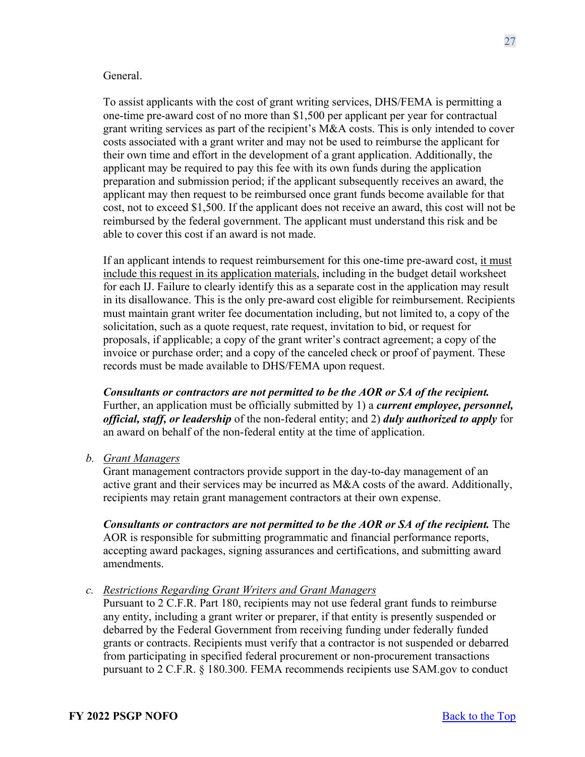General.

To assist applicants with the cost of grant writing services, DHS/FEMA is permitting a one-time pre-award cost of no more than $1,500 per applicant per year for contractual grant writing services as part of the recipient's M&A costs. This is only intended to cover costs associated with a grant writer and may not be used to reimburse the applicant for their own time and effort in the development of a grant application. Additionally, the applicant may be required to pay this fee with its own funds during the application preparation and submission period; if the applicant subsequently receives an award, the applicant may then request to be reimbursed once grant funds become available for that cost, not to exceed $1,500. If the applicant does not receive an award, this cost will not be reimbursed by the federal government. The applicant must understand this risk and be able to cover this cost if an award is not made.

If an applicant intends to request reimbursement for this one-time pre-award cost, it must include this request in its application materials, including in the budget detail worksheet for each IJ. Failure to clearly identify this as a separate cost in the application may result in its disallowance. This is the only pre-award cost eligible for reimbursement. Recipients must maintain grant writer fee documentation including, but not limited to, a copy of the solicitation, such as a quote request, rate request, invitation to bid, or request for proposals, if applicable; a copy of the grant writer's contract agreement; a copy of the invoice or purchase order; and a copy of the canceled check or proof of payment. These records must be made available to DHS/FEMA upon request.

***Consultants or contractors are not permitted to be the AOR or SA of the recipient.*** Further, an application must be officially submitted by 1) a ***current employee, personnel, official, staff, or leadership*** of the non-federal entity; and 2) ***duly authorized to apply*** for an award on behalf of the non-federal entity at the time of application.

b. Grant Managers

Grant management contractors provide support in the day-to-day management of an active grant and their services may be incurred as M&A costs of the award. Additionally, recipients may retain grant management contractors at their own expense.

***Consultants or contractors are not permitted to be the AOR or SA of the recipient.*** The AOR is responsible for submitting programmatic and financial performance reports, accepting award packages, signing assurances and certifications, and submitting award amendments.

c. Restrictions Regarding Grant Writers and Grant Managers

Pursuant to 2 C.F.R. Part 180, recipients may not use federal grant funds to reimburse any entity, including a grant writer or preparer, if that entity is presently suspended or debarred by the Federal Government from receiving funding under federally funded grants or contracts. Recipients must verify that a contractor is not suspended or debarred from participating in specified federal procurement or non-procurement transactions pursuant to 2 C.F.R. § 180.300. FEMA recommends recipients use SAM.gov to conduct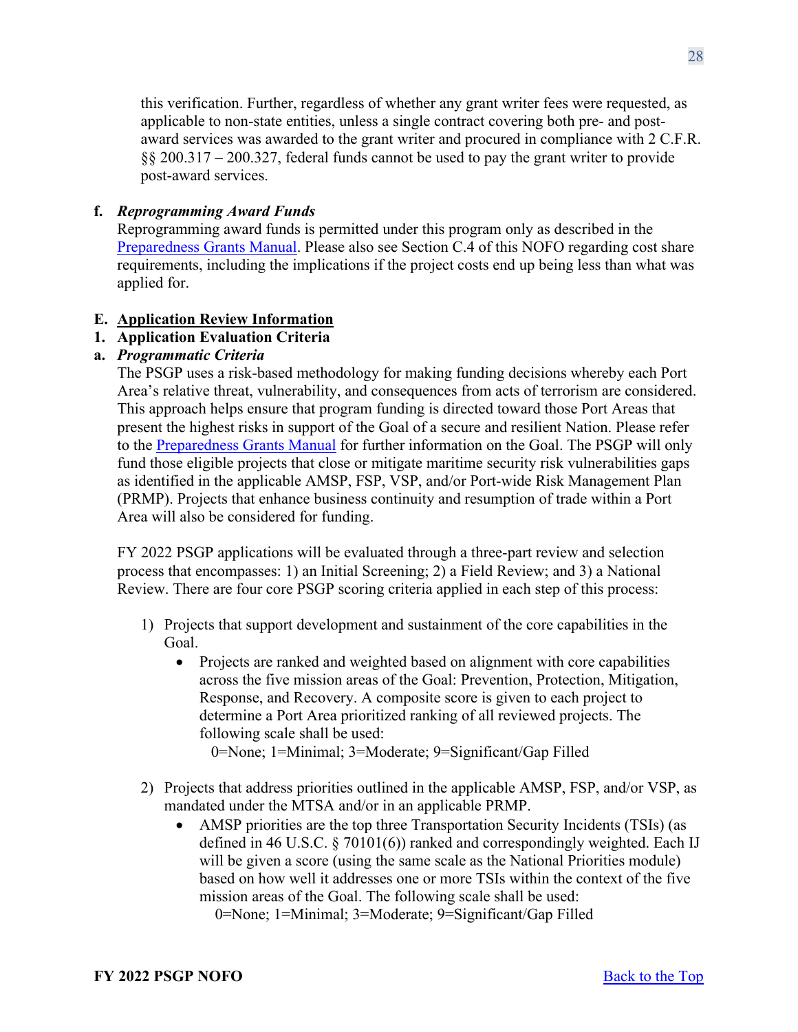this verification. Further, regardless of whether any grant writer fees were requested, as applicable to non-state entities, unless a single contract covering both pre- and post-award services was awarded to the grant writer and procured in compliance with 2 C.F.R. §§ 200.317 – 200.327, federal funds cannot be used to pay the grant writer to provide post-award services.

**f. *Reprogramming Award Funds***

Reprogramming award funds is permitted under this program only as described in the Preparedness Grants Manual. Please also see Section C.4 of this NOFO regarding cost share requirements, including the implications if the project costs end up being less than what was applied for.

## E. Application Review Information

### 1. Application Evaluation Criteria

**a. *Programmatic Criteria***

The PSGP uses a risk-based methodology for making funding decisions whereby each Port Area's relative threat, vulnerability, and consequences from acts of terrorism are considered. This approach helps ensure that program funding is directed toward those Port Areas that present the highest risks in support of the Goal of a secure and resilient Nation. Please refer to the Preparedness Grants Manual for further information on the Goal. The PSGP will only fund those eligible projects that close or mitigate maritime security risk vulnerabilities gaps as identified in the applicable AMSP, FSP, VSP, and/or Port-wide Risk Management Plan (PRMP). Projects that enhance business continuity and resumption of trade within a Port Area will also be considered for funding.

FY 2022 PSGP applications will be evaluated through a three-part review and selection process that encompasses: 1) an Initial Screening; 2) a Field Review; and 3) a National Review. There are four core PSGP scoring criteria applied in each step of this process:

1) Projects that support development and sustainment of the core capabilities in the Goal.
   - Projects are ranked and weighted based on alignment with core capabilities across the five mission areas of the Goal: Prevention, Protection, Mitigation, Response, and Recovery. A composite score is given to each project to determine a Port Area prioritized ranking of all reviewed projects. The following scale shall be used:
     0=None; 1=Minimal; 3=Moderate; 9=Significant/Gap Filled

2) Projects that address priorities outlined in the applicable AMSP, FSP, and/or VSP, as mandated under the MTSA and/or in an applicable PRMP.
   - AMSP priorities are the top three Transportation Security Incidents (TSIs) (as defined in 46 U.S.C. § 70101(6)) ranked and correspondingly weighted. Each IJ will be given a score (using the same scale as the National Priorities module) based on how well it addresses one or more TSIs within the context of the five mission areas of the Goal. The following scale shall be used:
     0=None; 1=Minimal; 3=Moderate; 9=Significant/Gap Filled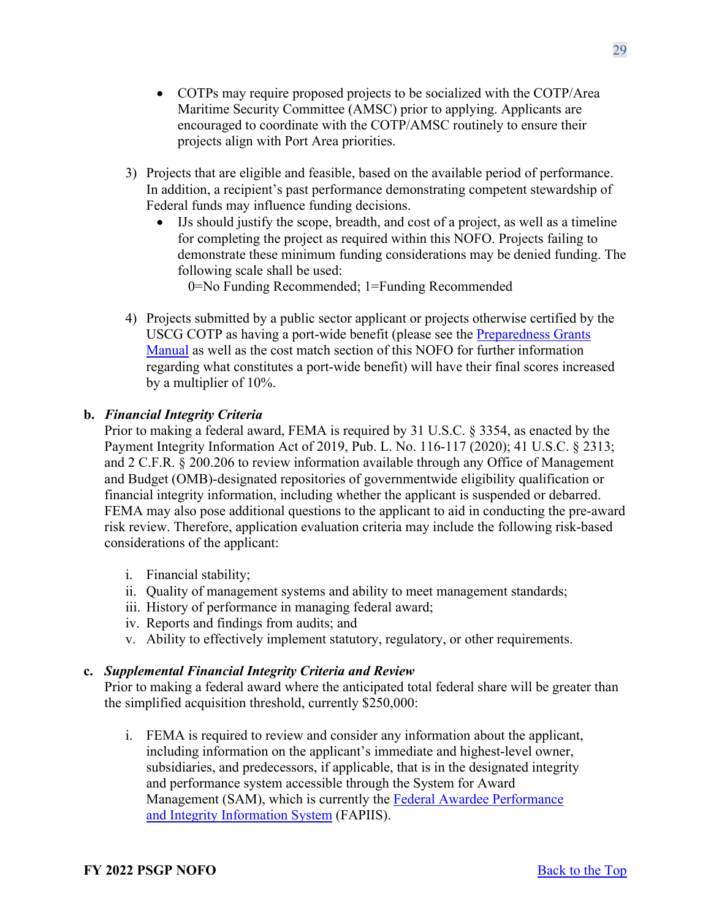- COTPs may require proposed projects to be socialized with the COTP/Area Maritime Security Committee (AMSC) prior to applying. Applicants are encouraged to coordinate with the COTP/AMSC routinely to ensure their projects align with Port Area priorities.

3) Projects that are eligible and feasible, based on the available period of performance. In addition, a recipient's past performance demonstrating competent stewardship of Federal funds may influence funding decisions.
   - IJs should justify the scope, breadth, and cost of a project, as well as a timeline for completing the project as required within this NOFO. Projects failing to demonstrate these minimum funding considerations may be denied funding. The following scale shall be used:
     0=No Funding Recommended; 1=Funding Recommended

4) Projects submitted by a public sector applicant or projects otherwise certified by the USCG COTP as having a port-wide benefit (please see the [Preparedness Grants Manual] as well as the cost match section of this NOFO for further information regarding what constitutes a port-wide benefit) will have their final scores increased by a multiplier of 10%.

**b. *Financial Integrity Criteria***

Prior to making a federal award, FEMA is required by 31 U.S.C. § 3354, as enacted by the Payment Integrity Information Act of 2019, Pub. L. No. 116-117 (2020); 41 U.S.C. § 2313; and 2 C.F.R. § 200.206 to review information available through any Office of Management and Budget (OMB)-designated repositories of governmentwide eligibility qualification or financial integrity information, including whether the applicant is suspended or debarred. FEMA may also pose additional questions to the applicant to aid in conducting the pre-award risk review. Therefore, application evaluation criteria may include the following risk-based considerations of the applicant:

i. Financial stability;
ii. Quality of management systems and ability to meet management standards;
iii. History of performance in managing federal award;
iv. Reports and findings from audits; and
v. Ability to effectively implement statutory, regulatory, or other requirements.

**c. *Supplemental Financial Integrity Criteria and Review***

Prior to making a federal award where the anticipated total federal share will be greater than the simplified acquisition threshold, currently $250,000:

i. FEMA is required to review and consider any information about the applicant, including information on the applicant's immediate and highest-level owner, subsidiaries, and predecessors, if applicable, that is in the designated integrity and performance system accessible through the System for Award Management (SAM), which is currently the [Federal Awardee Performance and Integrity Information System] (FAPIIS).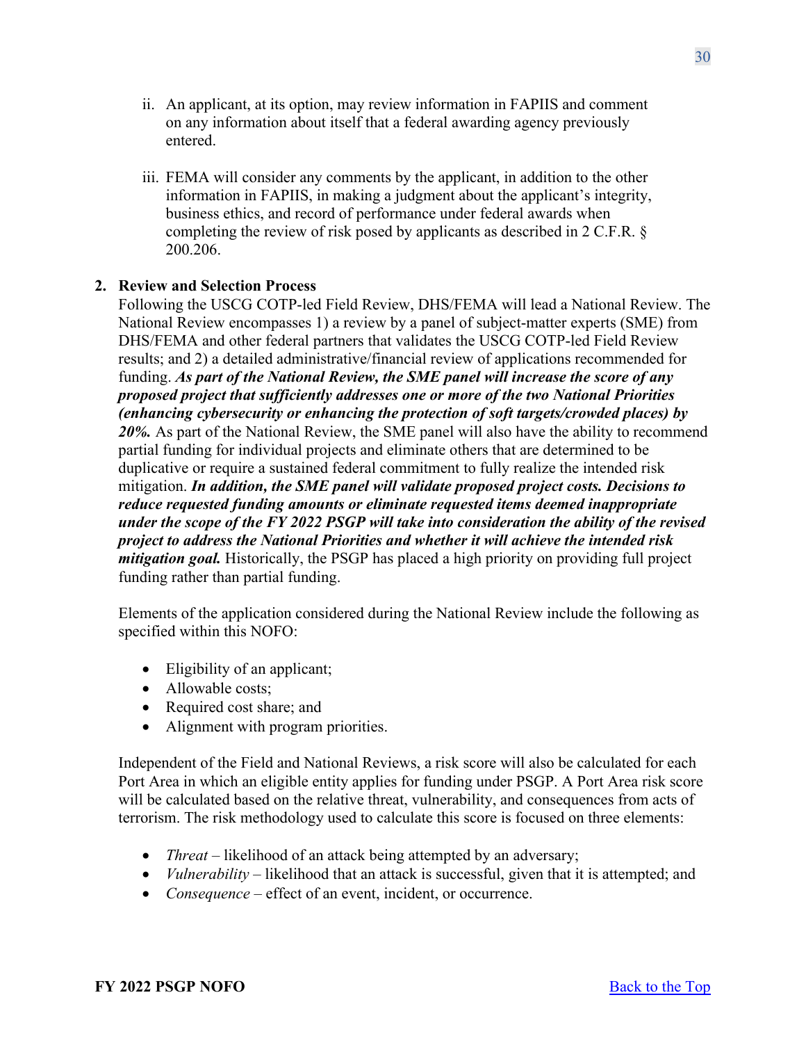ii. An applicant, at its option, may review information in FAPIIS and comment on any information about itself that a federal awarding agency previously entered.

iii. FEMA will consider any comments by the applicant, in addition to the other information in FAPIIS, in making a judgment about the applicant's integrity, business ethics, and record of performance under federal awards when completing the review of risk posed by applicants as described in 2 C.F.R. § 200.206.

**2. Review and Selection Process**

Following the USCG COTP-led Field Review, DHS/FEMA will lead a National Review. The National Review encompasses 1) a review by a panel of subject-matter experts (SME) from DHS/FEMA and other federal partners that validates the USCG COTP-led Field Review results; and 2) a detailed administrative/financial review of applications recommended for funding. ***As part of the National Review, the SME panel will increase the score of any proposed project that sufficiently addresses one or more of the two National Priorities (enhancing cybersecurity or enhancing the protection of soft targets/crowded places) by 20%.*** As part of the National Review, the SME panel will also have the ability to recommend partial funding for individual projects and eliminate others that are determined to be duplicative or require a sustained federal commitment to fully realize the intended risk mitigation. ***In addition, the SME panel will validate proposed project costs. Decisions to reduce requested funding amounts or eliminate requested items deemed inappropriate under the scope of the FY 2022 PSGP will take into consideration the ability of the revised project to address the National Priorities and whether it will achieve the intended risk mitigation goal.*** Historically, the PSGP has placed a high priority on providing full project funding rather than partial funding.

Elements of the application considered during the National Review include the following as specified within this NOFO:

- Eligibility of an applicant;
- Allowable costs;
- Required cost share; and
- Alignment with program priorities.

Independent of the Field and National Reviews, a risk score will also be calculated for each Port Area in which an eligible entity applies for funding under PSGP. A Port Area risk score will be calculated based on the relative threat, vulnerability, and consequences from acts of terrorism. The risk methodology used to calculate this score is focused on three elements:

- *Threat* – likelihood of an attack being attempted by an adversary;
- *Vulnerability* – likelihood that an attack is successful, given that it is attempted; and
- *Consequence* – effect of an event, incident, or occurrence.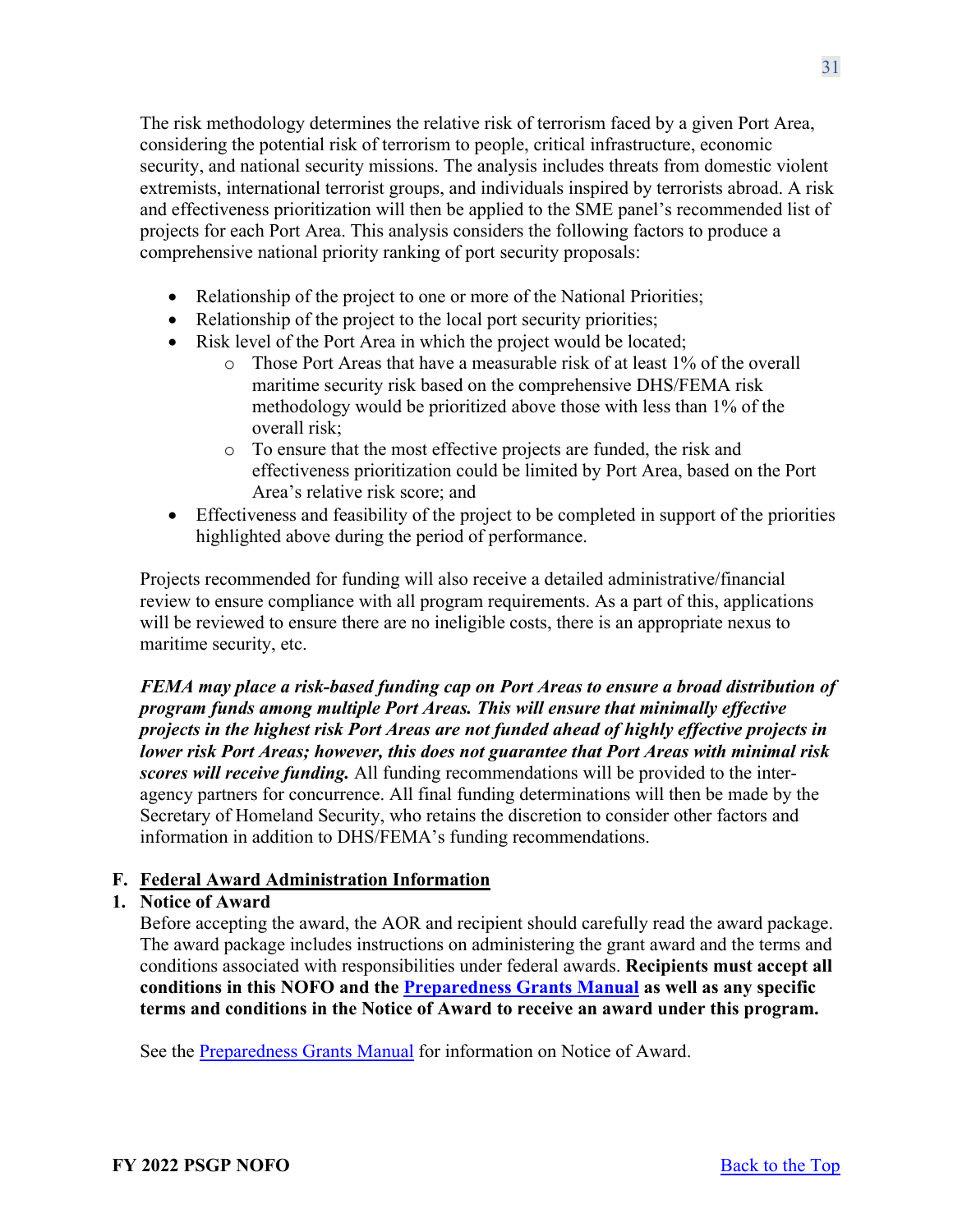The risk methodology determines the relative risk of terrorism faced by a given Port Area, considering the potential risk of terrorism to people, critical infrastructure, economic security, and national security missions. The analysis includes threats from domestic violent extremists, international terrorist groups, and individuals inspired by terrorists abroad. A risk and effectiveness prioritization will then be applied to the SME panel's recommended list of projects for each Port Area. This analysis considers the following factors to produce a comprehensive national priority ranking of port security proposals:

- Relationship of the project to one or more of the National Priorities;
- Relationship of the project to the local port security priorities;
- Risk level of the Port Area in which the project would be located;
  - Those Port Areas that have a measurable risk of at least 1% of the overall maritime security risk based on the comprehensive DHS/FEMA risk methodology would be prioritized above those with less than 1% of the overall risk;
  - To ensure that the most effective projects are funded, the risk and effectiveness prioritization could be limited by Port Area, based on the Port Area's relative risk score; and
- Effectiveness and feasibility of the project to be completed in support of the priorities highlighted above during the period of performance.

Projects recommended for funding will also receive a detailed administrative/financial review to ensure compliance with all program requirements. As a part of this, applications will be reviewed to ensure there are no ineligible costs, there is an appropriate nexus to maritime security, etc.

***FEMA may place a risk-based funding cap on Port Areas to ensure a broad distribution of program funds among multiple Port Areas. This will ensure that minimally effective projects in the highest risk Port Areas are not funded ahead of highly effective projects in lower risk Port Areas; however, this does not guarantee that Port Areas with minimal risk scores will receive funding.*** All funding recommendations will be provided to the inter-agency partners for concurrence. All final funding determinations will then be made by the Secretary of Homeland Security, who retains the discretion to consider other factors and information in addition to DHS/FEMA's funding recommendations.

## F. Federal Award Administration Information

### 1. Notice of Award

Before accepting the award, the AOR and recipient should carefully read the award package. The award package includes instructions on administering the grant award and the terms and conditions associated with responsibilities under federal awards. **Recipients must accept all conditions in this NOFO and the Preparedness Grants Manual as well as any specific terms and conditions in the Notice of Award to receive an award under this program.**

See the Preparedness Grants Manual for information on Notice of Award.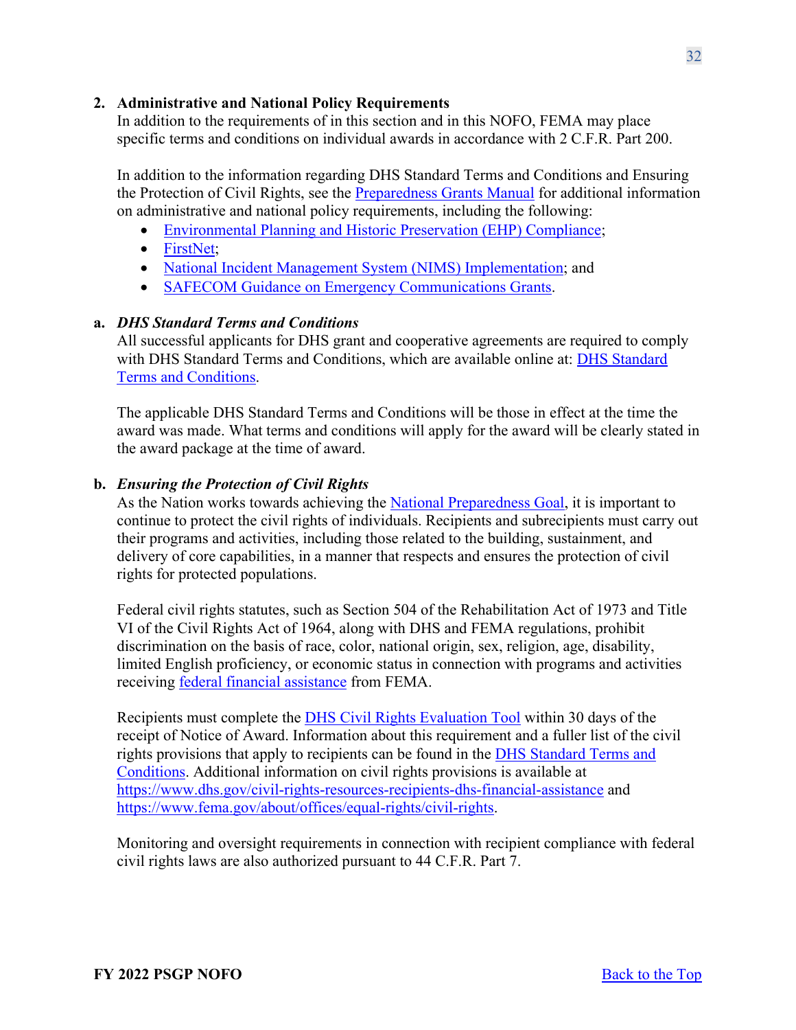## 2. Administrative and National Policy Requirements

In addition to the requirements of in this section and in this NOFO, FEMA may place specific terms and conditions on individual awards in accordance with 2 C.F.R. Part 200.

In addition to the information regarding DHS Standard Terms and Conditions and Ensuring the Protection of Civil Rights, see the Preparedness Grants Manual for additional information on administrative and national policy requirements, including the following:

- Environmental Planning and Historic Preservation (EHP) Compliance;
- FirstNet;
- National Incident Management System (NIMS) Implementation; and
- SAFECOM Guidance on Emergency Communications Grants.

### a. *DHS Standard Terms and Conditions*

All successful applicants for DHS grant and cooperative agreements are required to comply with DHS Standard Terms and Conditions, which are available online at: DHS Standard Terms and Conditions.

The applicable DHS Standard Terms and Conditions will be those in effect at the time the award was made. What terms and conditions will apply for the award will be clearly stated in the award package at the time of award.

### b. *Ensuring the Protection of Civil Rights*

As the Nation works towards achieving the National Preparedness Goal, it is important to continue to protect the civil rights of individuals. Recipients and subrecipients must carry out their programs and activities, including those related to the building, sustainment, and delivery of core capabilities, in a manner that respects and ensures the protection of civil rights for protected populations.

Federal civil rights statutes, such as Section 504 of the Rehabilitation Act of 1973 and Title VI of the Civil Rights Act of 1964, along with DHS and FEMA regulations, prohibit discrimination on the basis of race, color, national origin, sex, religion, age, disability, limited English proficiency, or economic status in connection with programs and activities receiving federal financial assistance from FEMA.

Recipients must complete the DHS Civil Rights Evaluation Tool within 30 days of the receipt of Notice of Award. Information about this requirement and a fuller list of the civil rights provisions that apply to recipients can be found in the DHS Standard Terms and Conditions. Additional information on civil rights provisions is available at https://www.dhs.gov/civil-rights-resources-recipients-dhs-financial-assistance and https://www.fema.gov/about/offices/equal-rights/civil-rights.

Monitoring and oversight requirements in connection with recipient compliance with federal civil rights laws are also authorized pursuant to 44 C.F.R. Part 7.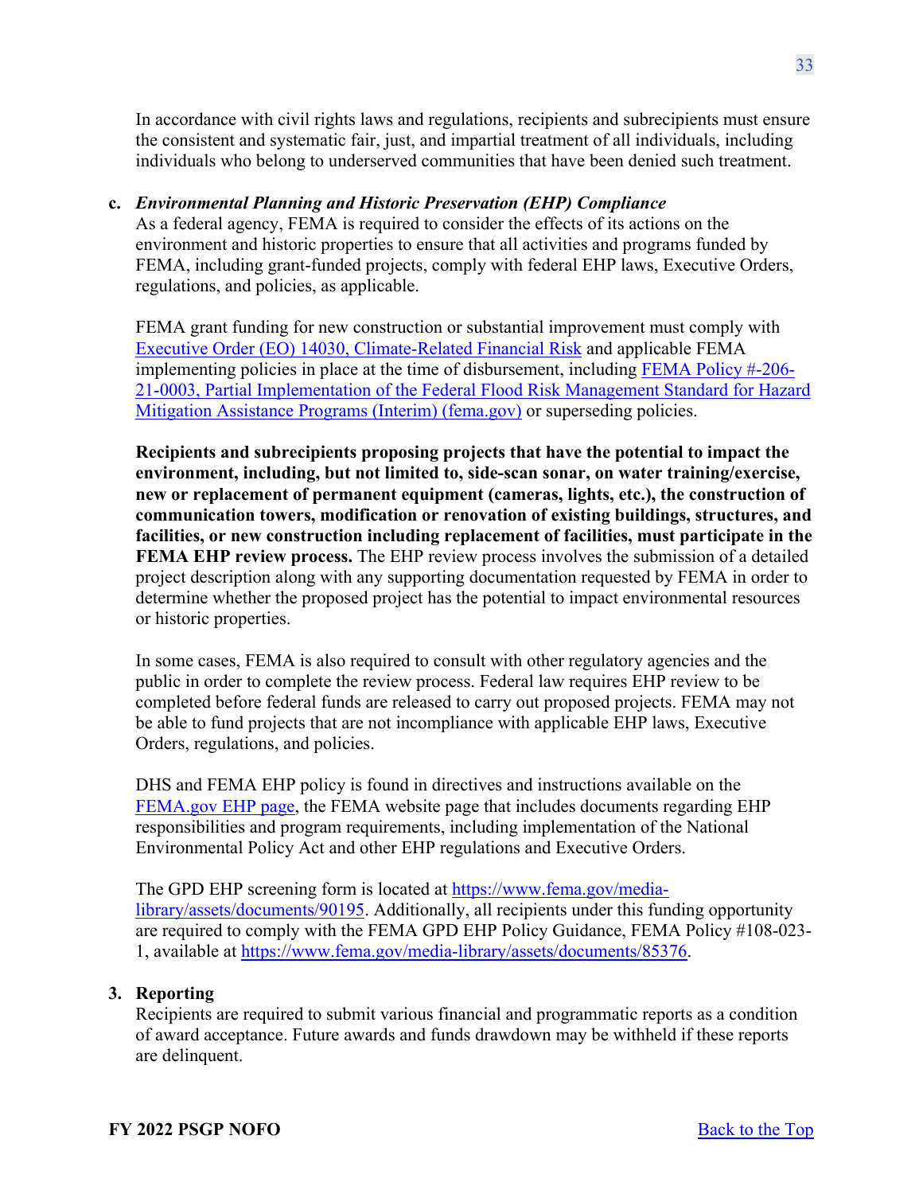In accordance with civil rights laws and regulations, recipients and subrecipients must ensure the consistent and systematic fair, just, and impartial treatment of all individuals, including individuals who belong to underserved communities that have been denied such treatment.

**c.** ***Environmental Planning and Historic Preservation (EHP) Compliance***

As a federal agency, FEMA is required to consider the effects of its actions on the environment and historic properties to ensure that all activities and programs funded by FEMA, including grant-funded projects, comply with federal EHP laws, Executive Orders, regulations, and policies, as applicable.

FEMA grant funding for new construction or substantial improvement must comply with Executive Order (EO) 14030, Climate-Related Financial Risk and applicable FEMA implementing policies in place at the time of disbursement, including FEMA Policy #-206-21-0003, Partial Implementation of the Federal Flood Risk Management Standard for Hazard Mitigation Assistance Programs (Interim) (fema.gov) or superseding policies.

**Recipients and subrecipients proposing projects that have the potential to impact the environment, including, but not limited to, side-scan sonar, on water training/exercise, new or replacement of permanent equipment (cameras, lights, etc.), the construction of communication towers, modification or renovation of existing buildings, structures, and facilities, or new construction including replacement of facilities, must participate in the FEMA EHP review process.** The EHP review process involves the submission of a detailed project description along with any supporting documentation requested by FEMA in order to determine whether the proposed project has the potential to impact environmental resources or historic properties.

In some cases, FEMA is also required to consult with other regulatory agencies and the public in order to complete the review process. Federal law requires EHP review to be completed before federal funds are released to carry out proposed projects. FEMA may not be able to fund projects that are not incompliance with applicable EHP laws, Executive Orders, regulations, and policies.

DHS and FEMA EHP policy is found in directives and instructions available on the FEMA.gov EHP page, the FEMA website page that includes documents regarding EHP responsibilities and program requirements, including implementation of the National Environmental Policy Act and other EHP regulations and Executive Orders.

The GPD EHP screening form is located at https://www.fema.gov/media-library/assets/documents/90195. Additionally, all recipients under this funding opportunity are required to comply with the FEMA GPD EHP Policy Guidance, FEMA Policy #108-023-1, available at https://www.fema.gov/media-library/assets/documents/85376.

**3. Reporting**

Recipients are required to submit various financial and programmatic reports as a condition of award acceptance. Future awards and funds drawdown may be withheld if these reports are delinquent.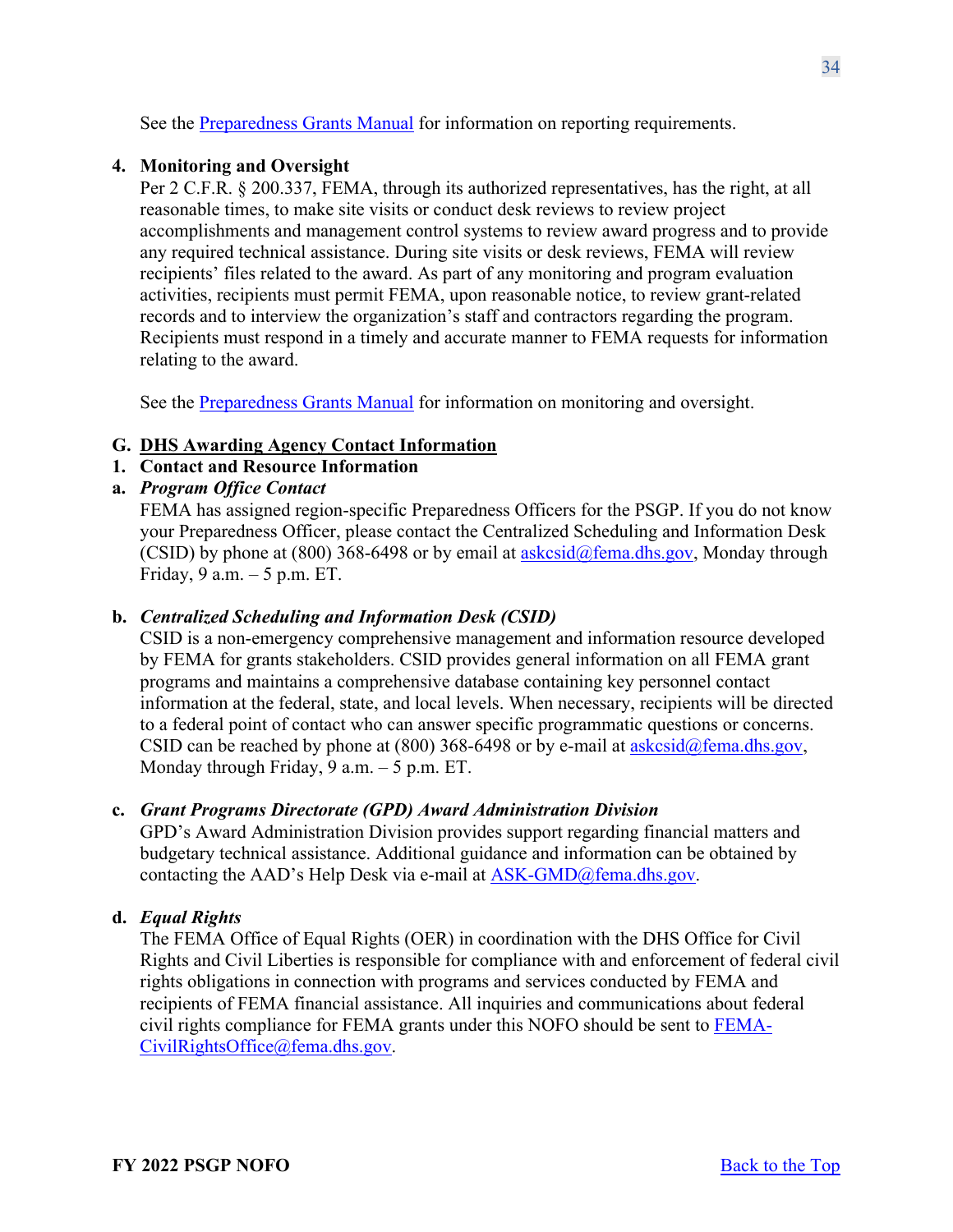See the [Preparedness Grants Manual](#) for information on reporting requirements.

**4. Monitoring and Oversight**

Per 2 C.F.R. § 200.337, FEMA, through its authorized representatives, has the right, at all reasonable times, to make site visits or conduct desk reviews to review project accomplishments and management control systems to review award progress and to provide any required technical assistance. During site visits or desk reviews, FEMA will review recipients' files related to the award. As part of any monitoring and program evaluation activities, recipients must permit FEMA, upon reasonable notice, to review grant-related records and to interview the organization's staff and contractors regarding the program. Recipients must respond in a timely and accurate manner to FEMA requests for information relating to the award.

See the [Preparedness Grants Manual](#) for information on monitoring and oversight.

## G. DHS Awarding Agency Contact Information

### 1. Contact and Resource Information

**a. *Program Office Contact***

FEMA has assigned region-specific Preparedness Officers for the PSGP. If you do not know your Preparedness Officer, please contact the Centralized Scheduling and Information Desk (CSID) by phone at (800) 368-6498 or by email at askcsid@fema.dhs.gov, Monday through Friday, 9 a.m. – 5 p.m. ET.

**b. *Centralized Scheduling and Information Desk (CSID)***

CSID is a non-emergency comprehensive management and information resource developed by FEMA for grants stakeholders. CSID provides general information on all FEMA grant programs and maintains a comprehensive database containing key personnel contact information at the federal, state, and local levels. When necessary, recipients will be directed to a federal point of contact who can answer specific programmatic questions or concerns. CSID can be reached by phone at (800) 368-6498 or by e-mail at askcsid@fema.dhs.gov, Monday through Friday, 9 a.m. – 5 p.m. ET.

**c. *Grant Programs Directorate (GPD) Award Administration Division***

GPD's Award Administration Division provides support regarding financial matters and budgetary technical assistance. Additional guidance and information can be obtained by contacting the AAD's Help Desk via e-mail at ASK-GMD@fema.dhs.gov.

**d. *Equal Rights***

The FEMA Office of Equal Rights (OER) in coordination with the DHS Office for Civil Rights and Civil Liberties is responsible for compliance with and enforcement of federal civil rights obligations in connection with programs and services conducted by FEMA and recipients of FEMA financial assistance. All inquiries and communications about federal civil rights compliance for FEMA grants under this NOFO should be sent to FEMA-CivilRightsOffice@fema.dhs.gov.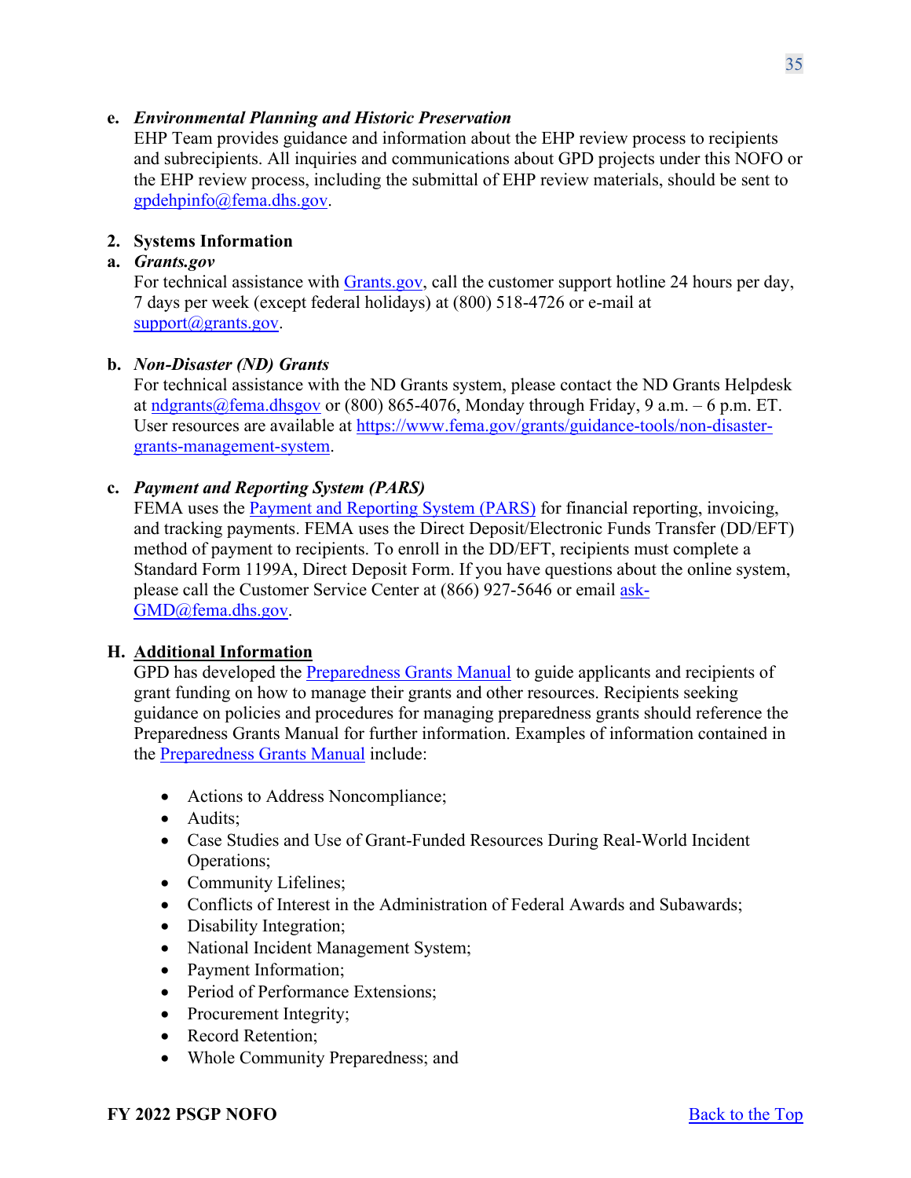**e. *Environmental Planning and Historic Preservation***

EHP Team provides guidance and information about the EHP review process to recipients and subrecipients. All inquiries and communications about GPD projects under this NOFO or the EHP review process, including the submittal of EHP review materials, should be sent to gpdehpinfo@fema.dhs.gov.

**2. Systems Information**

**a. *Grants.gov***

For technical assistance with Grants.gov, call the customer support hotline 24 hours per day, 7 days per week (except federal holidays) at (800) 518-4726 or e-mail at support@grants.gov.

**b. *Non-Disaster (ND) Grants***

For technical assistance with the ND Grants system, please contact the ND Grants Helpdesk at ndgrants@fema.dhsgov or (800) 865-4076, Monday through Friday, 9 a.m. – 6 p.m. ET. User resources are available at https://www.fema.gov/grants/guidance-tools/non-disaster-grants-management-system.

**c. *Payment and Reporting System (PARS)***

FEMA uses the Payment and Reporting System (PARS) for financial reporting, invoicing, and tracking payments. FEMA uses the Direct Deposit/Electronic Funds Transfer (DD/EFT) method of payment to recipients. To enroll in the DD/EFT, recipients must complete a Standard Form 1199A, Direct Deposit Form. If you have questions about the online system, please call the Customer Service Center at (866) 927-5646 or email ask-GMD@fema.dhs.gov.

## H. Additional Information

GPD has developed the Preparedness Grants Manual to guide applicants and recipients of grant funding on how to manage their grants and other resources. Recipients seeking guidance on policies and procedures for managing preparedness grants should reference the Preparedness Grants Manual for further information. Examples of information contained in the Preparedness Grants Manual include:

- Actions to Address Noncompliance;
- Audits;
- Case Studies and Use of Grant-Funded Resources During Real-World Incident Operations;
- Community Lifelines;
- Conflicts of Interest in the Administration of Federal Awards and Subawards;
- Disability Integration;
- National Incident Management System;
- Payment Information;
- Period of Performance Extensions;
- Procurement Integrity;
- Record Retention;
- Whole Community Preparedness; and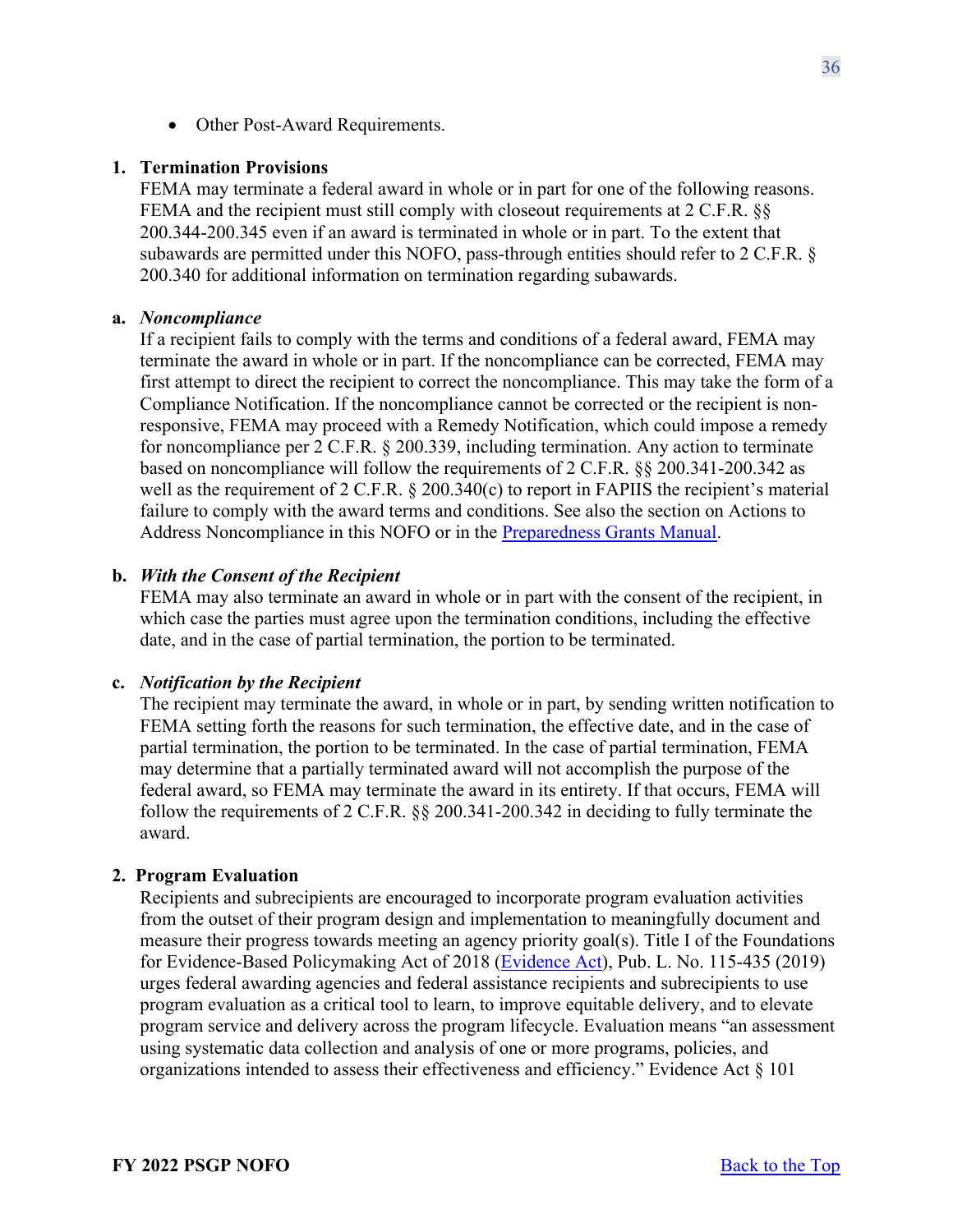- Other Post-Award Requirements.

### 1. Termination Provisions

FEMA may terminate a federal award in whole or in part for one of the following reasons. FEMA and the recipient must still comply with closeout requirements at 2 C.F.R. §§ 200.344-200.345 even if an award is terminated in whole or in part. To the extent that subawards are permitted under this NOFO, pass-through entities should refer to 2 C.F.R. § 200.340 for additional information on termination regarding subawards.

#### a. *Noncompliance*

If a recipient fails to comply with the terms and conditions of a federal award, FEMA may terminate the award in whole or in part. If the noncompliance can be corrected, FEMA may first attempt to direct the recipient to correct the noncompliance. This may take the form of a Compliance Notification. If the noncompliance cannot be corrected or the recipient is non-responsive, FEMA may proceed with a Remedy Notification, which could impose a remedy for noncompliance per 2 C.F.R. § 200.339, including termination. Any action to terminate based on noncompliance will follow the requirements of 2 C.F.R. §§ 200.341-200.342 as well as the requirement of 2 C.F.R. § 200.340(c) to report in FAPIIS the recipient's material failure to comply with the award terms and conditions. See also the section on Actions to Address Noncompliance in this NOFO or in the Preparedness Grants Manual.

#### b. *With the Consent of the Recipient*

FEMA may also terminate an award in whole or in part with the consent of the recipient, in which case the parties must agree upon the termination conditions, including the effective date, and in the case of partial termination, the portion to be terminated.

#### c. *Notification by the Recipient*

The recipient may terminate the award, in whole or in part, by sending written notification to FEMA setting forth the reasons for such termination, the effective date, and in the case of partial termination, the portion to be terminated. In the case of partial termination, FEMA may determine that a partially terminated award will not accomplish the purpose of the federal award, so FEMA may terminate the award in its entirety. If that occurs, FEMA will follow the requirements of 2 C.F.R. §§ 200.341-200.342 in deciding to fully terminate the award.

### 2. Program Evaluation

Recipients and subrecipients are encouraged to incorporate program evaluation activities from the outset of their program design and implementation to meaningfully document and measure their progress towards meeting an agency priority goal(s). Title I of the Foundations for Evidence-Based Policymaking Act of 2018 (Evidence Act), Pub. L. No. 115-435 (2019) urges federal awarding agencies and federal assistance recipients and subrecipients to use program evaluation as a critical tool to learn, to improve equitable delivery, and to elevate program service and delivery across the program lifecycle. Evaluation means "an assessment using systematic data collection and analysis of one or more programs, policies, and organizations intended to assess their effectiveness and efficiency." Evidence Act § 101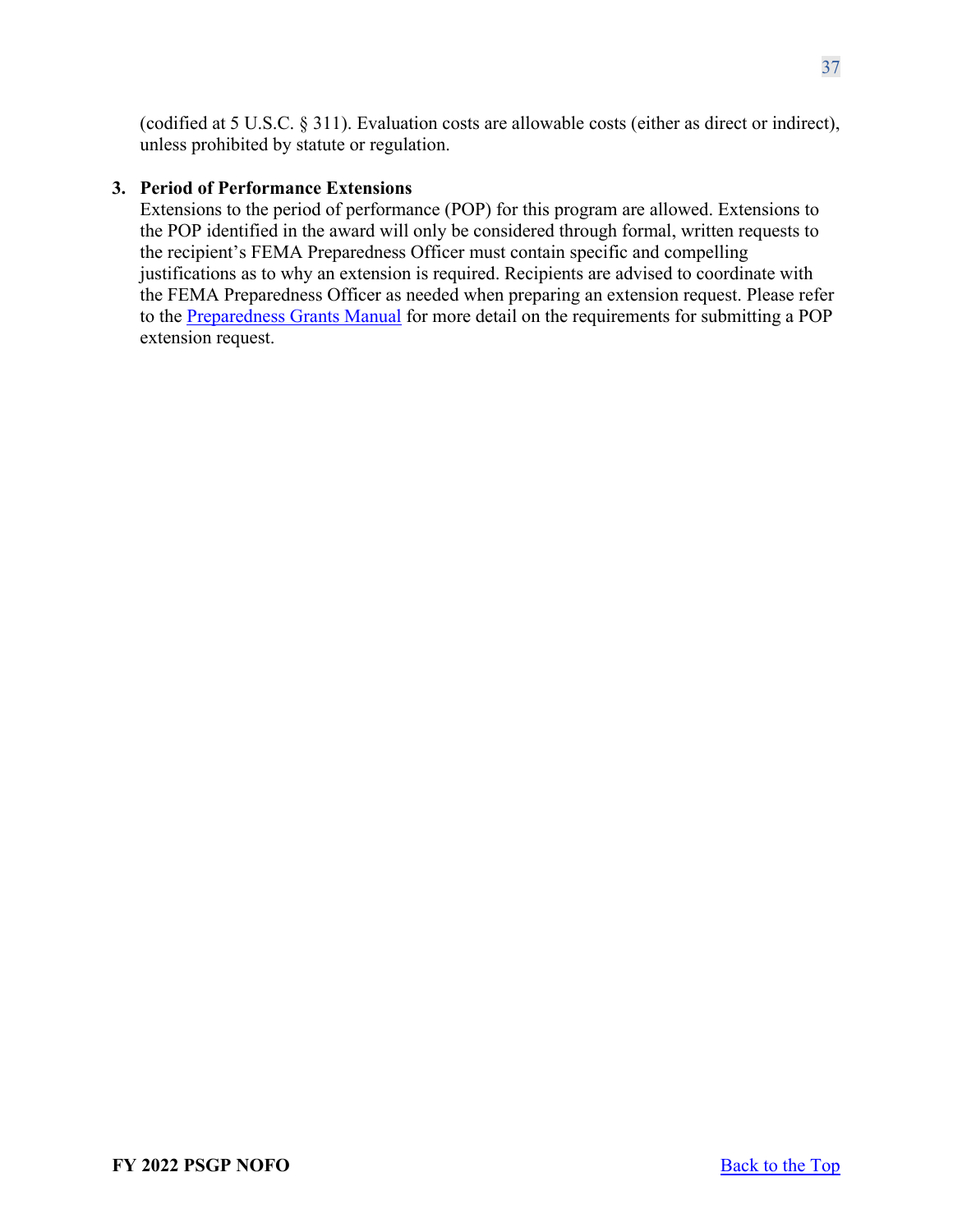(codified at 5 U.S.C. § 311). Evaluation costs are allowable costs (either as direct or indirect), unless prohibited by statute or regulation.

3. **Period of Performance Extensions**
   Extensions to the period of performance (POP) for this program are allowed. Extensions to the POP identified in the award will only be considered through formal, written requests to the recipient's FEMA Preparedness Officer must contain specific and compelling justifications as to why an extension is required. Recipients are advised to coordinate with the FEMA Preparedness Officer as needed when preparing an extension request. Please refer to the Preparedness Grants Manual for more detail on the requirements for submitting a POP extension request.